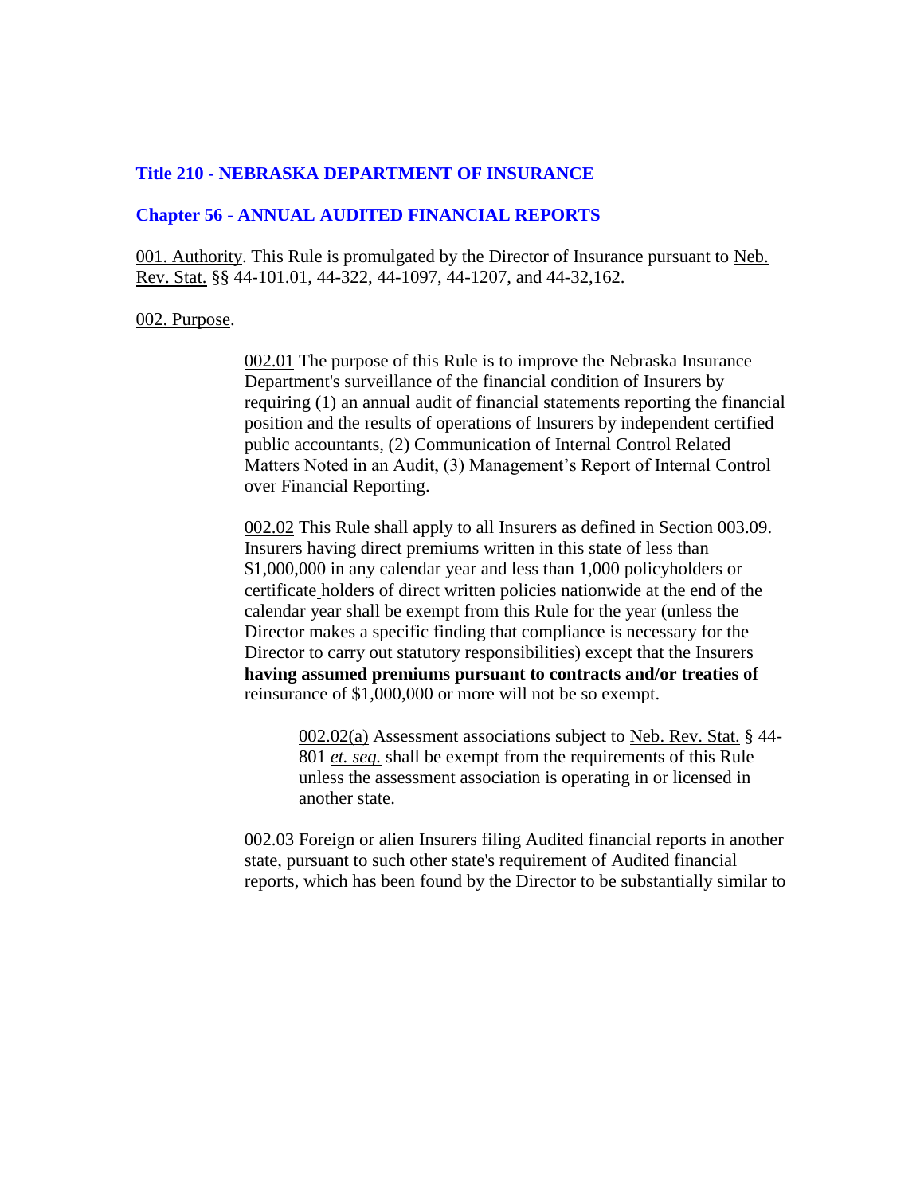**Title 210 - NEBRASKA DEPARTMENT OF INSURANCE**

**Chapter 56 - ANNUAL AUDITED FINANCIAL REPORTS**

001. Authority. This Rule is promulgated by the Director of Insurance pursuant to Neb. Rev. Stat. §§ 44-101.01, 44-322, 44-1097, 44-1207, and 44-32,162.

002. Purpose.

002.01 The purpose of this Rule is to improve the Nebraska Insurance Department's surveillance of the financial condition of Insurers by requiring (1) an annual audit of financial statements reporting the financial position and the results of operations of Insurers by independent certified public accountants, (2) Communication of Internal Control Related Matters Noted in an Audit, (3) Management's Report of Internal Control over Financial Reporting.

002.02 This Rule shall apply to all Insurers as defined in Section 003.09. Insurers having direct premiums written in this state of less than $1,000,000 in any calendar year and less than 1,000 policyholders or certificate holders of direct written policies nationwide at the end of the calendar year shall be exempt from this Rule for the year (unless the Director makes a specific finding that compliance is necessary for the Director to carry out statutory responsibilities) except that the Insurers **having assumed premiums pursuant to contracts and/or treaties of** reinsurance of $1,000,000 or more will not be so exempt.

002.02(a) Assessment associations subject to Neb. Rev. Stat. § 44-801 *et. seq.* shall be exempt from the requirements of this Rule unless the assessment association is operating in or licensed in another state.

002.03 Foreign or alien Insurers filing Audited financial reports in another state, pursuant to such other state's requirement of Audited financial reports, which has been found by the Director to be substantially similar to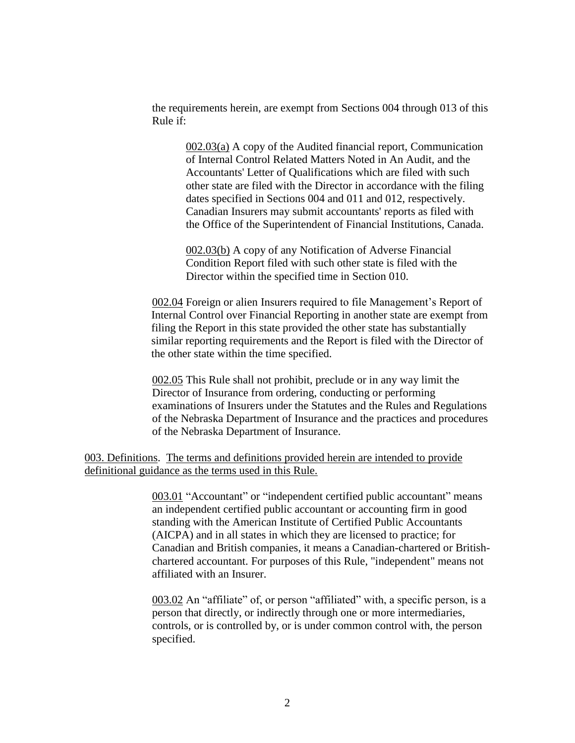the requirements herein, are exempt from Sections 004 through 013 of this Rule if:

002.03(a) A copy of the Audited financial report, Communication of Internal Control Related Matters Noted in An Audit, and the Accountants' Letter of Qualifications which are filed with such other state are filed with the Director in accordance with the filing dates specified in Sections 004 and 011 and 012, respectively. Canadian Insurers may submit accountants' reports as filed with the Office of the Superintendent of Financial Institutions, Canada.

002.03(b) A copy of any Notification of Adverse Financial Condition Report filed with such other state is filed with the Director within the specified time in Section 010.

002.04 Foreign or alien Insurers required to file Management's Report of Internal Control over Financial Reporting in another state are exempt from filing the Report in this state provided the other state has substantially similar reporting requirements and the Report is filed with the Director of the other state within the time specified.

002.05 This Rule shall not prohibit, preclude or in any way limit the Director of Insurance from ordering, conducting or performing examinations of Insurers under the Statutes and the Rules and Regulations of the Nebraska Department of Insurance and the practices and procedures of the Nebraska Department of Insurance.

003. Definitions. The terms and definitions provided herein are intended to provide definitional guidance as the terms used in this Rule.

003.01 "Accountant" or "independent certified public accountant" means an independent certified public accountant or accounting firm in good standing with the American Institute of Certified Public Accountants (AICPA) and in all states in which they are licensed to practice; for Canadian and British companies, it means a Canadian-chartered or British-chartered accountant. For purposes of this Rule, "independent" means not affiliated with an Insurer.

003.02 An "affiliate" of, or person "affiliated" with, a specific person, is a person that directly, or indirectly through one or more intermediaries, controls, or is controlled by, or is under common control with, the person specified.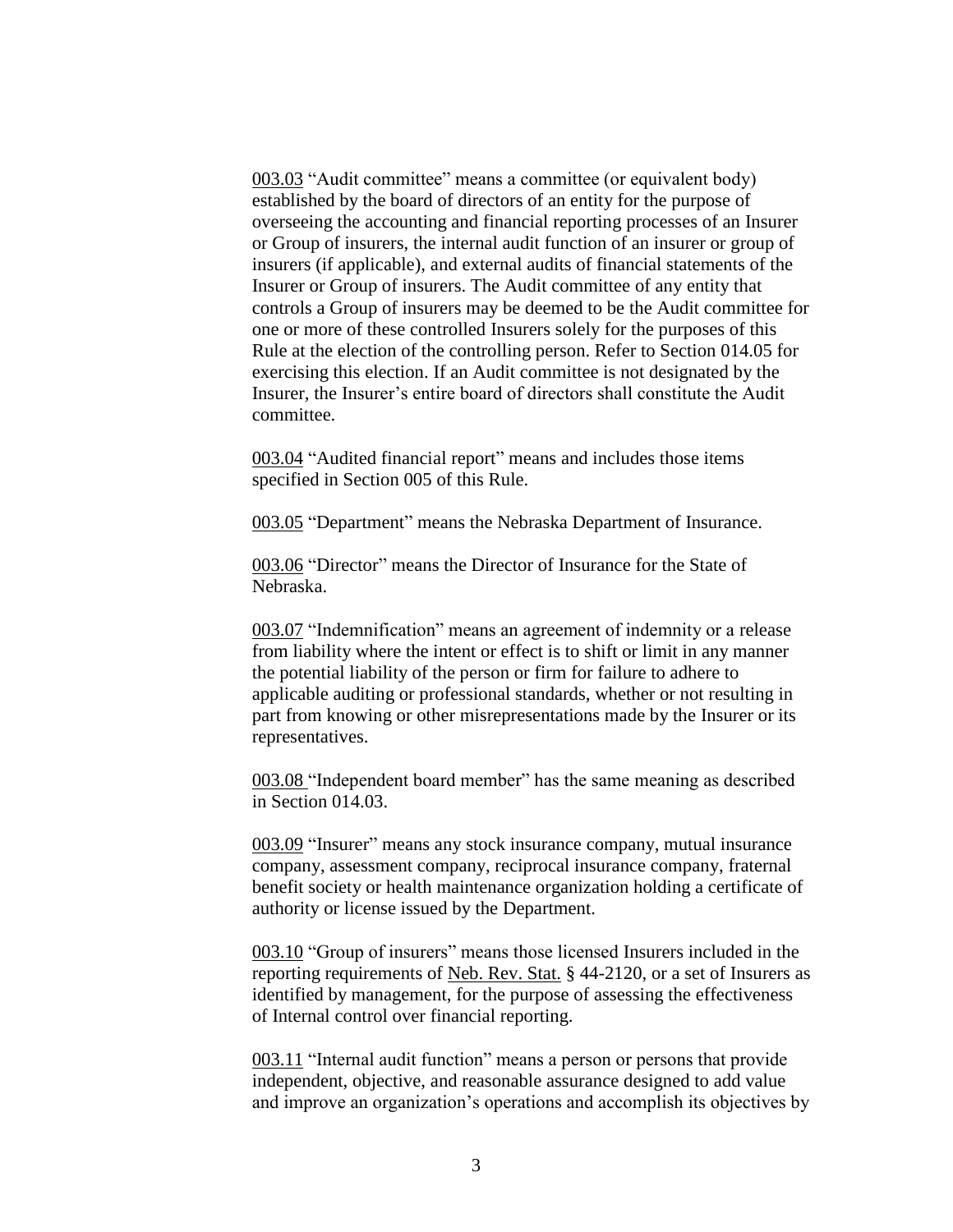003.03 “Audit committee” means a committee (or equivalent body) established by the board of directors of an entity for the purpose of overseeing the accounting and financial reporting processes of an Insurer or Group of insurers, the internal audit function of an insurer or group of insurers (if applicable), and external audits of financial statements of the Insurer or Group of insurers. The Audit committee of any entity that controls a Group of insurers may be deemed to be the Audit committee for one or more of these controlled Insurers solely for the purposes of this Rule at the election of the controlling person. Refer to Section 014.05 for exercising this election. If an Audit committee is not designated by the Insurer, the Insurer’s entire board of directors shall constitute the Audit committee.

003.04 “Audited financial report” means and includes those items specified in Section 005 of this Rule.

003.05 “Department” means the Nebraska Department of Insurance.

003.06 “Director” means the Director of Insurance for the State of Nebraska.

003.07 “Indemnification” means an agreement of indemnity or a release from liability where the intent or effect is to shift or limit in any manner the potential liability of the person or firm for failure to adhere to applicable auditing or professional standards, whether or not resulting in part from knowing or other misrepresentations made by the Insurer or its representatives.

003.08 “Independent board member” has the same meaning as described in Section 014.03.

003.09 “Insurer” means any stock insurance company, mutual insurance company, assessment company, reciprocal insurance company, fraternal benefit society or health maintenance organization holding a certificate of authority or license issued by the Department.

003.10 “Group of insurers” means those licensed Insurers included in the reporting requirements of Neb. Rev. Stat. § 44-2120, or a set of Insurers as identified by management, for the purpose of assessing the effectiveness of Internal control over financial reporting.

003.11 “Internal audit function” means a person or persons that provide independent, objective, and reasonable assurance designed to add value and improve an organization’s operations and accomplish its objectives by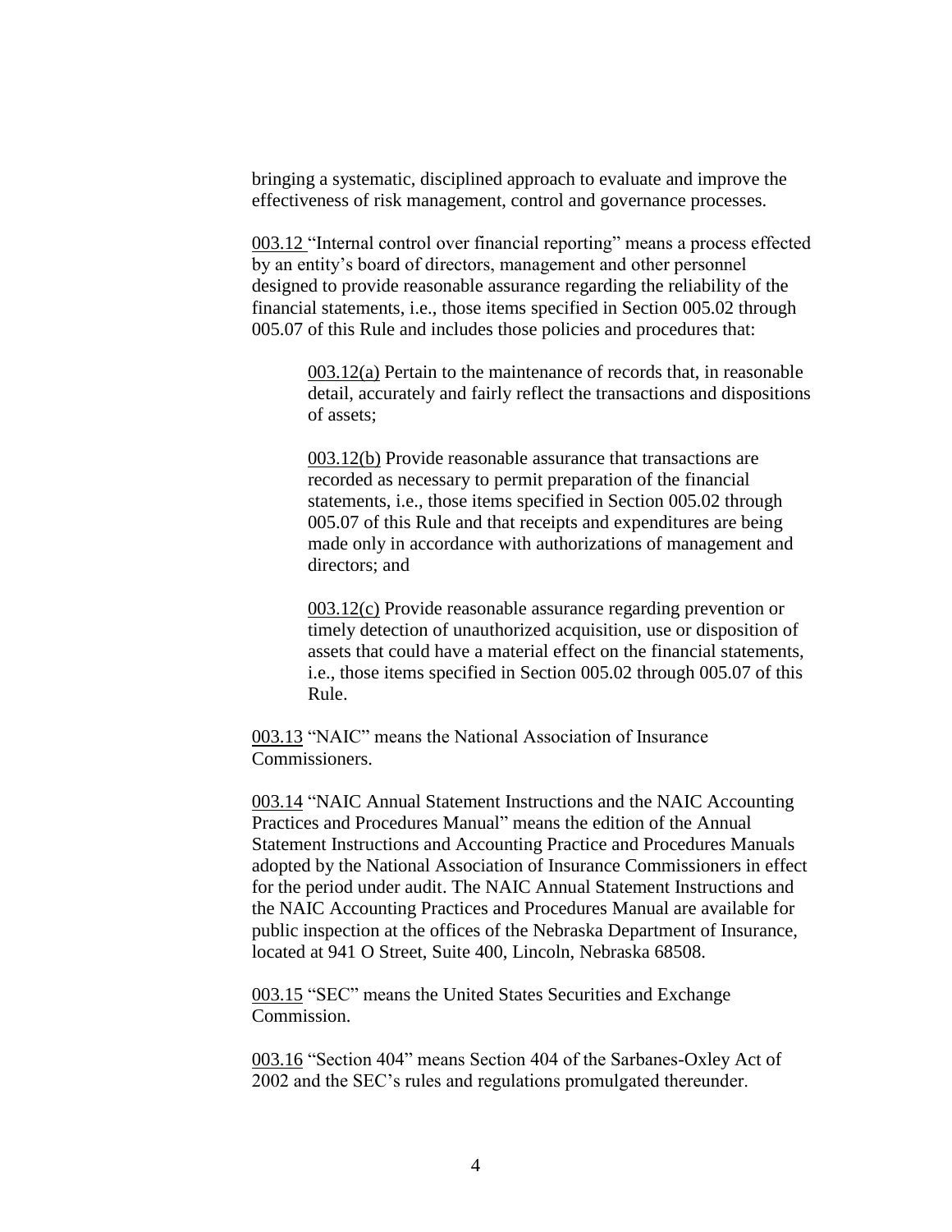bringing a systematic, disciplined approach to evaluate and improve the effectiveness of risk management, control and governance processes.

003.12 "Internal control over financial reporting" means a process effected by an entity's board of directors, management and other personnel designed to provide reasonable assurance regarding the reliability of the financial statements, i.e., those items specified in Section 005.02 through 005.07 of this Rule and includes those policies and procedures that:

> 003.12(a) Pertain to the maintenance of records that, in reasonable detail, accurately and fairly reflect the transactions and dispositions of assets;
>
> 003.12(b) Provide reasonable assurance that transactions are recorded as necessary to permit preparation of the financial statements, i.e., those items specified in Section 005.02 through 005.07 of this Rule and that receipts and expenditures are being made only in accordance with authorizations of management and directors; and
>
> 003.12(c) Provide reasonable assurance regarding prevention or timely detection of unauthorized acquisition, use or disposition of assets that could have a material effect on the financial statements, i.e., those items specified in Section 005.02 through 005.07 of this Rule.

003.13 "NAIC" means the National Association of Insurance Commissioners.

003.14 "NAIC Annual Statement Instructions and the NAIC Accounting Practices and Procedures Manual" means the edition of the Annual Statement Instructions and Accounting Practice and Procedures Manuals adopted by the National Association of Insurance Commissioners in effect for the period under audit. The NAIC Annual Statement Instructions and the NAIC Accounting Practices and Procedures Manual are available for public inspection at the offices of the Nebraska Department of Insurance, located at 941 O Street, Suite 400, Lincoln, Nebraska 68508.

003.15 "SEC" means the United States Securities and Exchange Commission.

003.16 "Section 404" means Section 404 of the Sarbanes-Oxley Act of 2002 and the SEC's rules and regulations promulgated thereunder.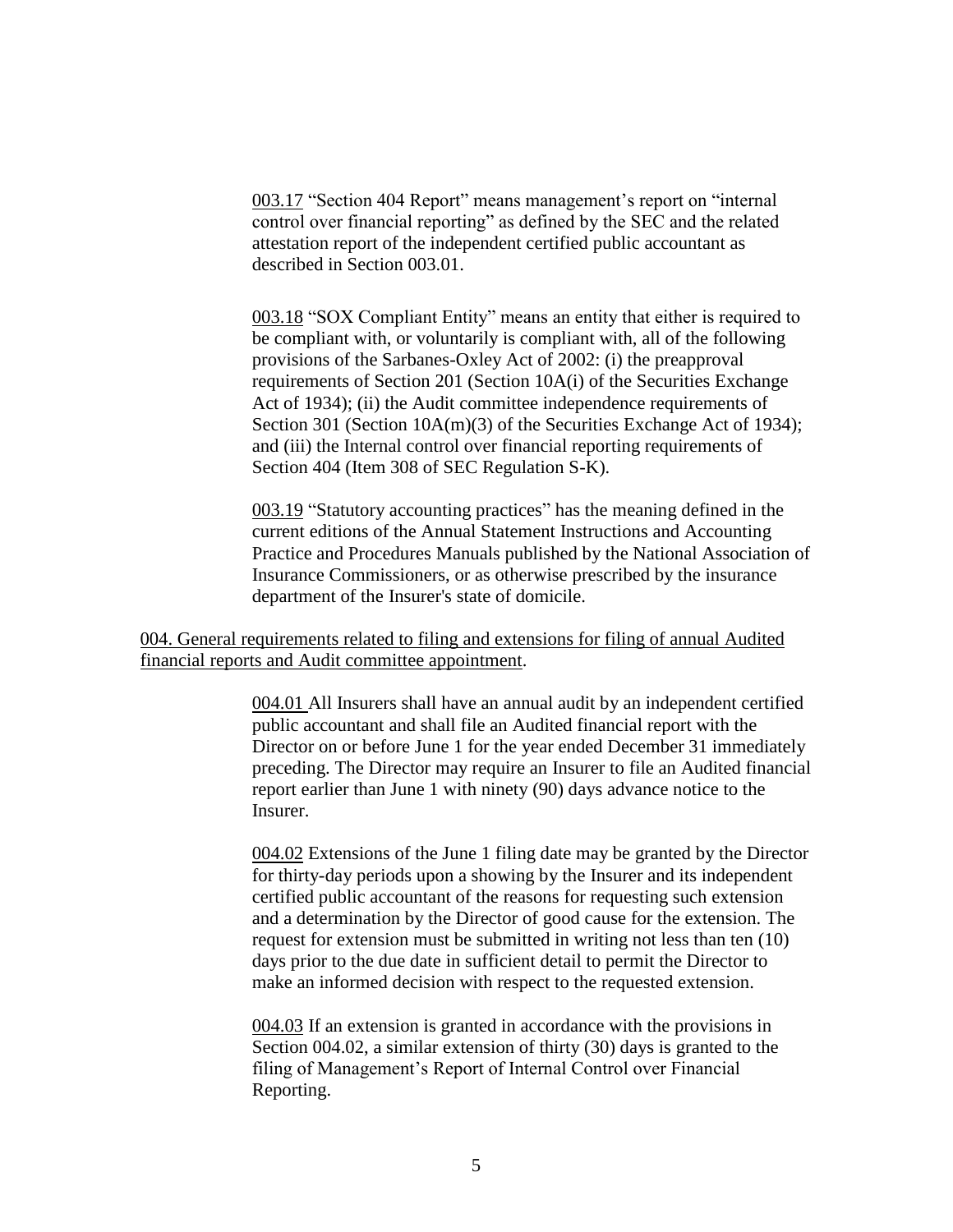003.17 "Section 404 Report" means management's report on "internal control over financial reporting" as defined by the SEC and the related attestation report of the independent certified public accountant as described in Section 003.01.

003.18 "SOX Compliant Entity" means an entity that either is required to be compliant with, or voluntarily is compliant with, all of the following provisions of the Sarbanes-Oxley Act of 2002: (i) the preapproval requirements of Section 201 (Section 10A(i) of the Securities Exchange Act of 1934); (ii) the Audit committee independence requirements of Section 301 (Section 10A(m)(3) of the Securities Exchange Act of 1934); and (iii) the Internal control over financial reporting requirements of Section 404 (Item 308 of SEC Regulation S-K).

003.19 "Statutory accounting practices" has the meaning defined in the current editions of the Annual Statement Instructions and Accounting Practice and Procedures Manuals published by the National Association of Insurance Commissioners, or as otherwise prescribed by the insurance department of the Insurer's state of domicile.

## 004. General requirements related to filing and extensions for filing of annual Audited financial reports and Audit committee appointment.

004.01 All Insurers shall have an annual audit by an independent certified public accountant and shall file an Audited financial report with the Director on or before June 1 for the year ended December 31 immediately preceding. The Director may require an Insurer to file an Audited financial report earlier than June 1 with ninety (90) days advance notice to the Insurer.

004.02 Extensions of the June 1 filing date may be granted by the Director for thirty-day periods upon a showing by the Insurer and its independent certified public accountant of the reasons for requesting such extension and a determination by the Director of good cause for the extension. The request for extension must be submitted in writing not less than ten (10) days prior to the due date in sufficient detail to permit the Director to make an informed decision with respect to the requested extension.

004.03 If an extension is granted in accordance with the provisions in Section 004.02, a similar extension of thirty (30) days is granted to the filing of Management's Report of Internal Control over Financial Reporting.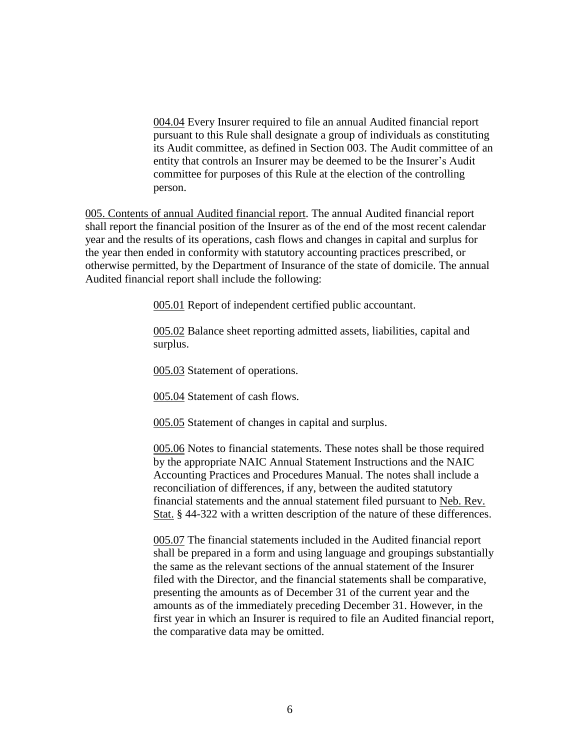<u>004.04</u> Every Insurer required to file an annual Audited financial report pursuant to this Rule shall designate a group of individuals as constituting its Audit committee, as defined in Section 003. The Audit committee of an entity that controls an Insurer may be deemed to be the Insurer's Audit committee for purposes of this Rule at the election of the controlling person.

<u>005. Contents of annual Audited financial report</u>. The annual Audited financial report shall report the financial position of the Insurer as of the end of the most recent calendar year and the results of its operations, cash flows and changes in capital and surplus for the year then ended in conformity with statutory accounting practices prescribed, or otherwise permitted, by the Department of Insurance of the state of domicile. The annual Audited financial report shall include the following:

<u>005.01</u> Report of independent certified public accountant.

<u>005.02</u> Balance sheet reporting admitted assets, liabilities, capital and surplus.

<u>005.03</u> Statement of operations.

<u>005.04</u> Statement of cash flows.

<u>005.05</u> Statement of changes in capital and surplus.

<u>005.06</u> Notes to financial statements. These notes shall be those required by the appropriate NAIC Annual Statement Instructions and the NAIC Accounting Practices and Procedures Manual. The notes shall include a reconciliation of differences, if any, between the audited statutory financial statements and the annual statement filed pursuant to <u>Neb. Rev. Stat.</u> § 44-322 with a written description of the nature of these differences.

<u>005.07</u> The financial statements included in the Audited financial report shall be prepared in a form and using language and groupings substantially the same as the relevant sections of the annual statement of the Insurer filed with the Director, and the financial statements shall be comparative, presenting the amounts as of December 31 of the current year and the amounts as of the immediately preceding December 31. However, in the first year in which an Insurer is required to file an Audited financial report, the comparative data may be omitted.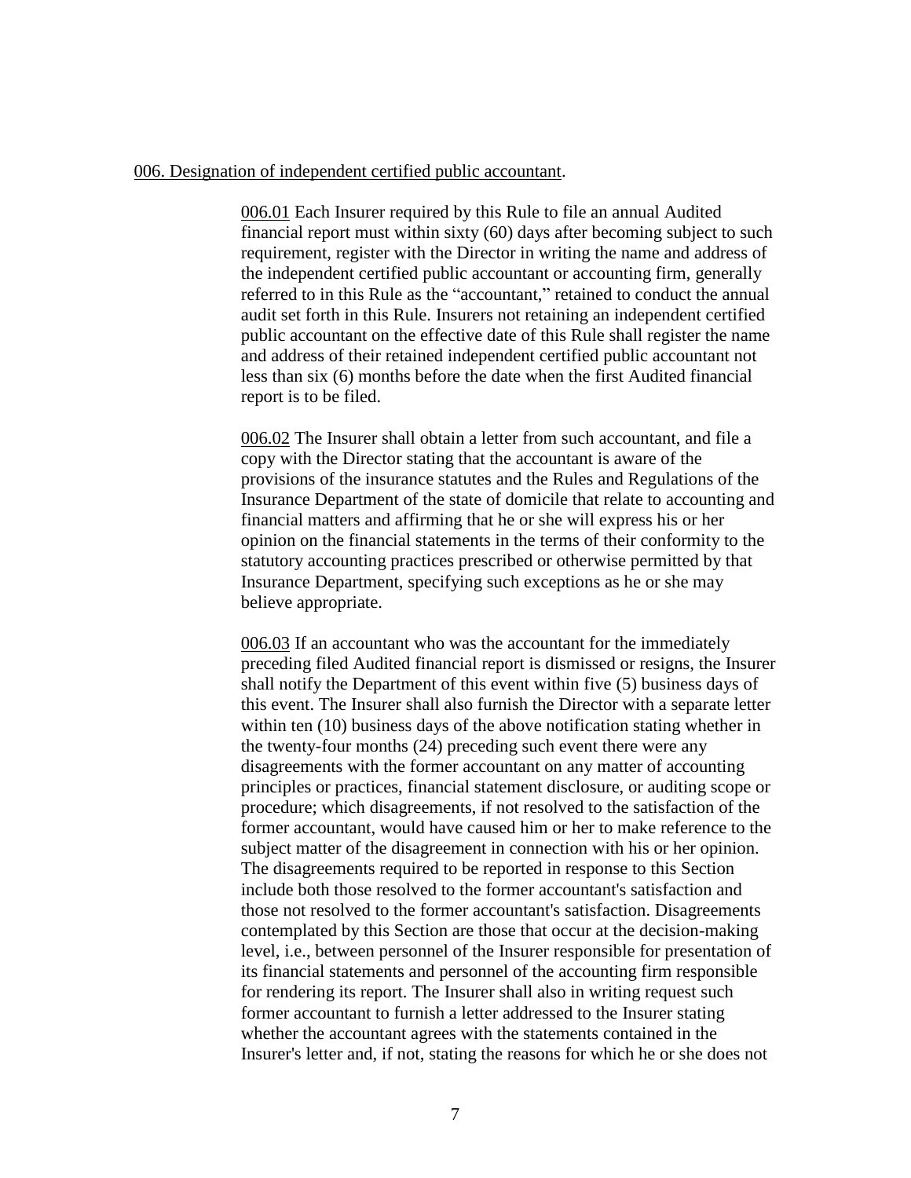006. Designation of independent certified public accountant.

006.01 Each Insurer required by this Rule to file an annual Audited financial report must within sixty (60) days after becoming subject to such requirement, register with the Director in writing the name and address of the independent certified public accountant or accounting firm, generally referred to in this Rule as the "accountant," retained to conduct the annual audit set forth in this Rule. Insurers not retaining an independent certified public accountant on the effective date of this Rule shall register the name and address of their retained independent certified public accountant not less than six (6) months before the date when the first Audited financial report is to be filed.

006.02 The Insurer shall obtain a letter from such accountant, and file a copy with the Director stating that the accountant is aware of the provisions of the insurance statutes and the Rules and Regulations of the Insurance Department of the state of domicile that relate to accounting and financial matters and affirming that he or she will express his or her opinion on the financial statements in the terms of their conformity to the statutory accounting practices prescribed or otherwise permitted by that Insurance Department, specifying such exceptions as he or she may believe appropriate.

006.03 If an accountant who was the accountant for the immediately preceding filed Audited financial report is dismissed or resigns, the Insurer shall notify the Department of this event within five (5) business days of this event. The Insurer shall also furnish the Director with a separate letter within ten (10) business days of the above notification stating whether in the twenty-four months (24) preceding such event there were any disagreements with the former accountant on any matter of accounting principles or practices, financial statement disclosure, or auditing scope or procedure; which disagreements, if not resolved to the satisfaction of the former accountant, would have caused him or her to make reference to the subject matter of the disagreement in connection with his or her opinion. The disagreements required to be reported in response to this Section include both those resolved to the former accountant's satisfaction and those not resolved to the former accountant's satisfaction. Disagreements contemplated by this Section are those that occur at the decision-making level, i.e., between personnel of the Insurer responsible for presentation of its financial statements and personnel of the accounting firm responsible for rendering its report. The Insurer shall also in writing request such former accountant to furnish a letter addressed to the Insurer stating whether the accountant agrees with the statements contained in the Insurer's letter and, if not, stating the reasons for which he or she does not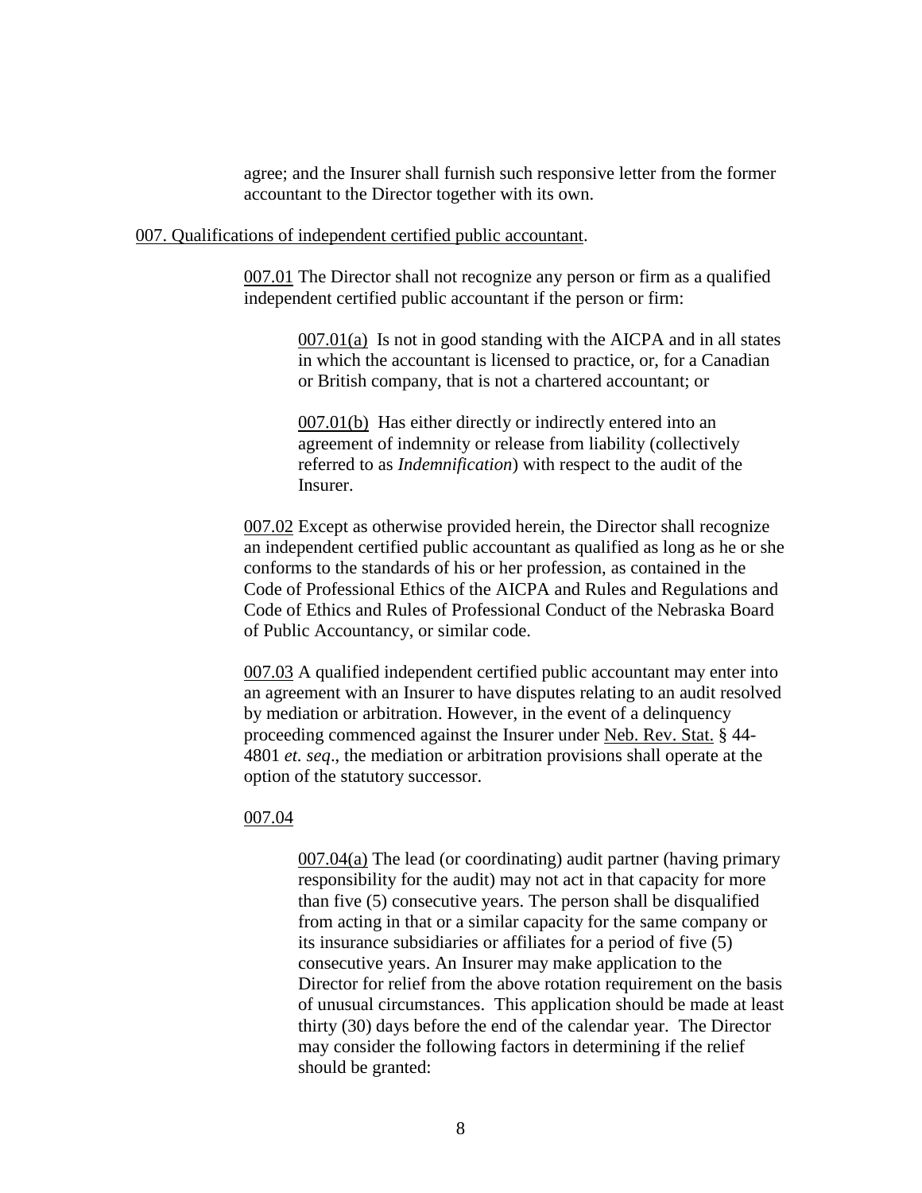agree; and the Insurer shall furnish such responsive letter from the former accountant to the Director together with its own.

007. Qualifications of independent certified public accountant.

007.01 The Director shall not recognize any person or firm as a qualified independent certified public accountant if the person or firm:

007.01(a) Is not in good standing with the AICPA and in all states in which the accountant is licensed to practice, or, for a Canadian or British company, that is not a chartered accountant; or

007.01(b) Has either directly or indirectly entered into an agreement of indemnity or release from liability (collectively referred to as *Indemnification*) with respect to the audit of the Insurer.

007.02 Except as otherwise provided herein, the Director shall recognize an independent certified public accountant as qualified as long as he or she conforms to the standards of his or her profession, as contained in the Code of Professional Ethics of the AICPA and Rules and Regulations and Code of Ethics and Rules of Professional Conduct of the Nebraska Board of Public Accountancy, or similar code.

007.03 A qualified independent certified public accountant may enter into an agreement with an Insurer to have disputes relating to an audit resolved by mediation or arbitration. However, in the event of a delinquency proceeding commenced against the Insurer under Neb. Rev. Stat. § 44-4801 *et. seq*., the mediation or arbitration provisions shall operate at the option of the statutory successor.

007.04

007.04(a) The lead (or coordinating) audit partner (having primary responsibility for the audit) may not act in that capacity for more than five (5) consecutive years. The person shall be disqualified from acting in that or a similar capacity for the same company or its insurance subsidiaries or affiliates for a period of five (5) consecutive years. An Insurer may make application to the Director for relief from the above rotation requirement on the basis of unusual circumstances. This application should be made at least thirty (30) days before the end of the calendar year. The Director may consider the following factors in determining if the relief should be granted: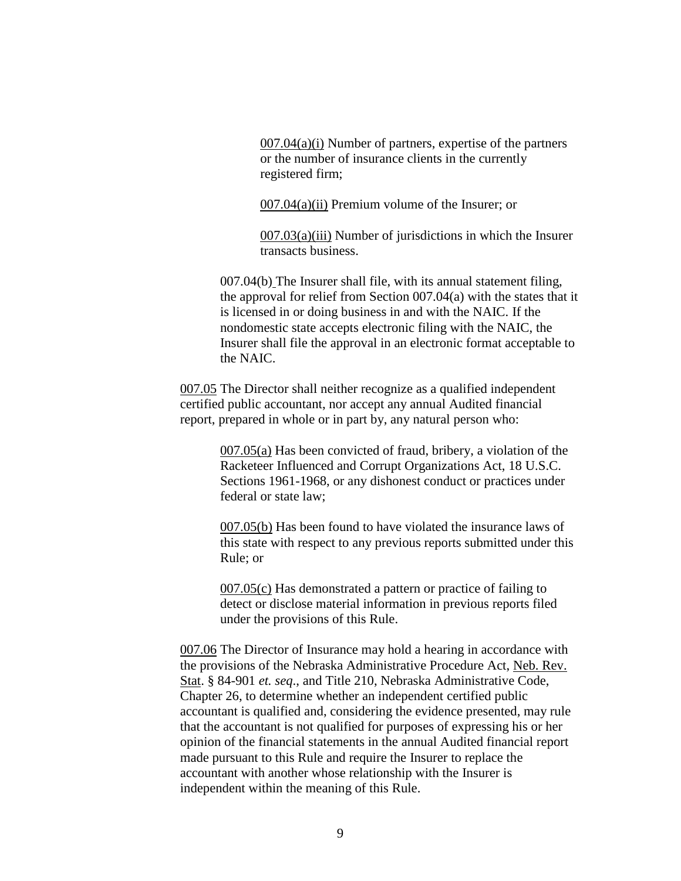007.04(a)(i) Number of partners, expertise of the partners or the number of insurance clients in the currently registered firm;

007.04(a)(ii) Premium volume of the Insurer; or

007.03(a)(iii) Number of jurisdictions in which the Insurer transacts business.

007.04(b) The Insurer shall file, with its annual statement filing, the approval for relief from Section 007.04(a) with the states that it is licensed in or doing business in and with the NAIC. If the nondomestic state accepts electronic filing with the NAIC, the Insurer shall file the approval in an electronic format acceptable to the NAIC.

007.05 The Director shall neither recognize as a qualified independent certified public accountant, nor accept any annual Audited financial report, prepared in whole or in part by, any natural person who:

007.05(a) Has been convicted of fraud, bribery, a violation of the Racketeer Influenced and Corrupt Organizations Act, 18 U.S.C. Sections 1961-1968, or any dishonest conduct or practices under federal or state law;

007.05(b) Has been found to have violated the insurance laws of this state with respect to any previous reports submitted under this Rule; or

007.05(c) Has demonstrated a pattern or practice of failing to detect or disclose material information in previous reports filed under the provisions of this Rule.

007.06 The Director of Insurance may hold a hearing in accordance with the provisions of the Nebraska Administrative Procedure Act, Neb. Rev. Stat. § 84-901 *et. seq*., and Title 210, Nebraska Administrative Code, Chapter 26, to determine whether an independent certified public accountant is qualified and, considering the evidence presented, may rule that the accountant is not qualified for purposes of expressing his or her opinion of the financial statements in the annual Audited financial report made pursuant to this Rule and require the Insurer to replace the accountant with another whose relationship with the Insurer is independent within the meaning of this Rule.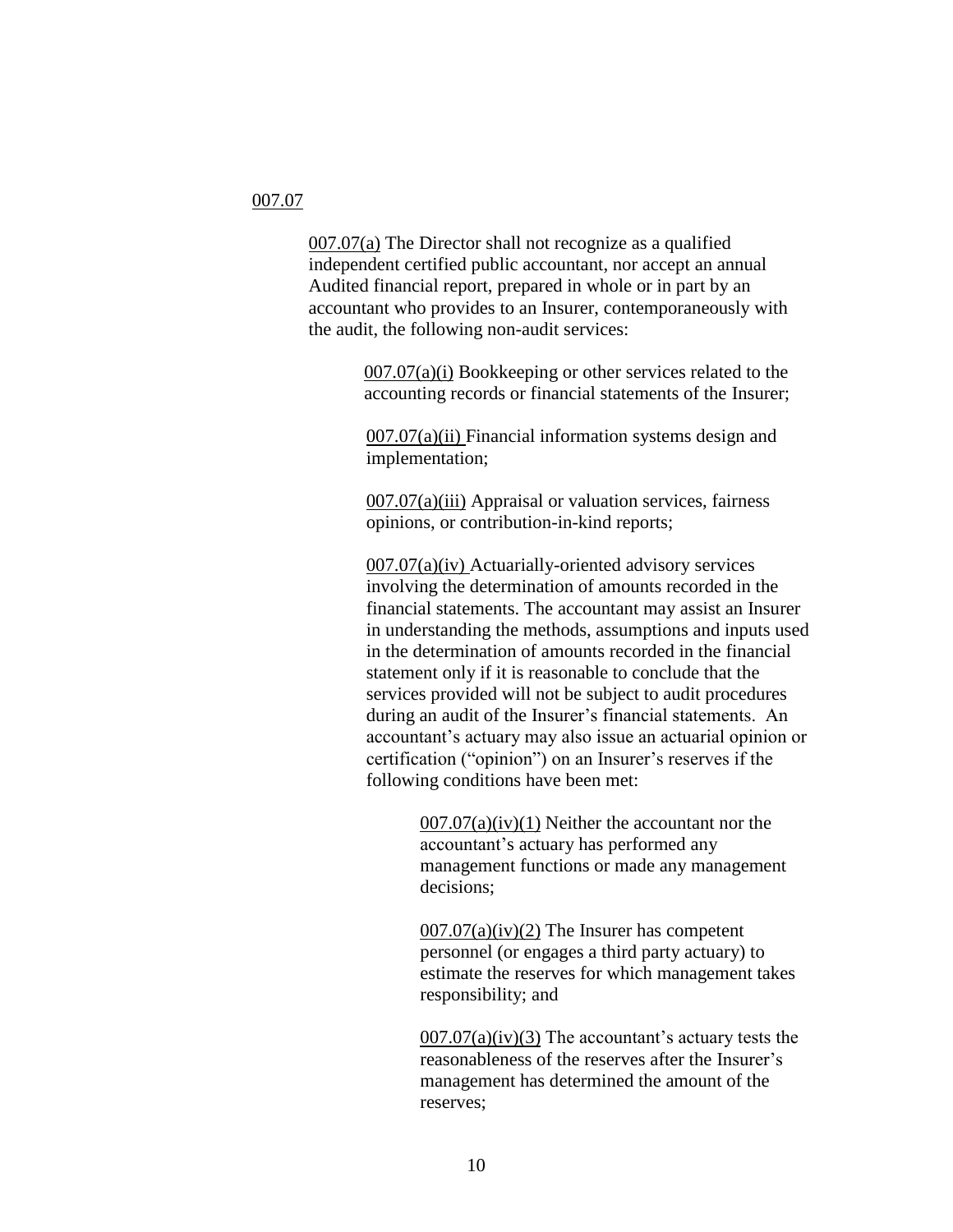007.07

007.07(a) The Director shall not recognize as a qualified independent certified public accountant, nor accept an annual Audited financial report, prepared in whole or in part by an accountant who provides to an Insurer, contemporaneously with the audit, the following non-audit services:

007.07(a)(i) Bookkeeping or other services related to the accounting records or financial statements of the Insurer;

007.07(a)(ii) Financial information systems design and implementation;

007.07(a)(iii) Appraisal or valuation services, fairness opinions, or contribution-in-kind reports;

007.07(a)(iv) Actuarially-oriented advisory services involving the determination of amounts recorded in the financial statements. The accountant may assist an Insurer in understanding the methods, assumptions and inputs used in the determination of amounts recorded in the financial statement only if it is reasonable to conclude that the services provided will not be subject to audit procedures during an audit of the Insurer's financial statements. An accountant's actuary may also issue an actuarial opinion or certification ("opinion") on an Insurer's reserves if the following conditions have been met:

007.07(a)(iv)(1) Neither the accountant nor the accountant's actuary has performed any management functions or made any management decisions;

007.07(a)(iv)(2) The Insurer has competent personnel (or engages a third party actuary) to estimate the reserves for which management takes responsibility; and

007.07(a)(iv)(3) The accountant's actuary tests the reasonableness of the reserves after the Insurer's management has determined the amount of the reserves;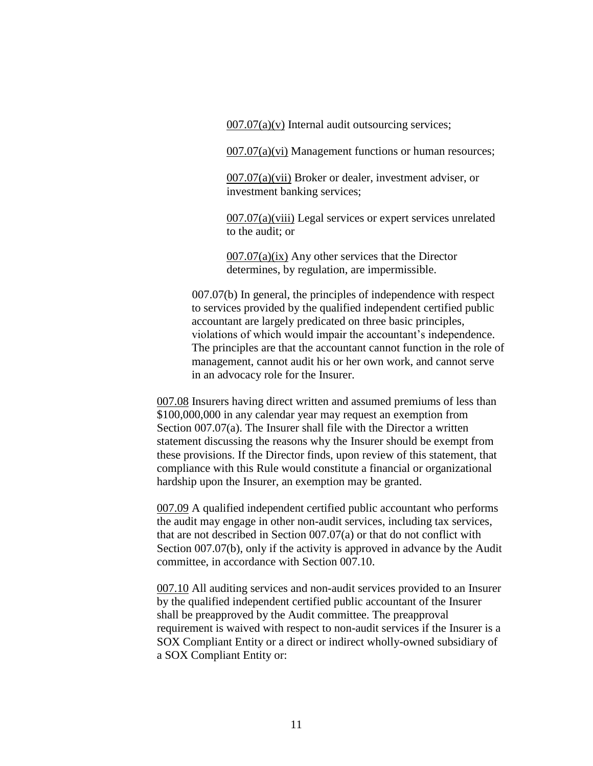007.07(a)(v) Internal audit outsourcing services;

007.07(a)(vi) Management functions or human resources;

007.07(a)(vii) Broker or dealer, investment adviser, or investment banking services;

007.07(a)(viii) Legal services or expert services unrelated to the audit; or

007.07(a)(ix) Any other services that the Director determines, by regulation, are impermissible.

007.07(b) In general, the principles of independence with respect to services provided by the qualified independent certified public accountant are largely predicated on three basic principles, violations of which would impair the accountant's independence. The principles are that the accountant cannot function in the role of management, cannot audit his or her own work, and cannot serve in an advocacy role for the Insurer.

007.08 Insurers having direct written and assumed premiums of less than $100,000,000 in any calendar year may request an exemption from Section 007.07(a). The Insurer shall file with the Director a written statement discussing the reasons why the Insurer should be exempt from these provisions. If the Director finds, upon review of this statement, that compliance with this Rule would constitute a financial or organizational hardship upon the Insurer, an exemption may be granted.

007.09 A qualified independent certified public accountant who performs the audit may engage in other non-audit services, including tax services, that are not described in Section 007.07(a) or that do not conflict with Section 007.07(b), only if the activity is approved in advance by the Audit committee, in accordance with Section 007.10.

007.10 All auditing services and non-audit services provided to an Insurer by the qualified independent certified public accountant of the Insurer shall be preapproved by the Audit committee. The preapproval requirement is waived with respect to non-audit services if the Insurer is a SOX Compliant Entity or a direct or indirect wholly-owned subsidiary of a SOX Compliant Entity or: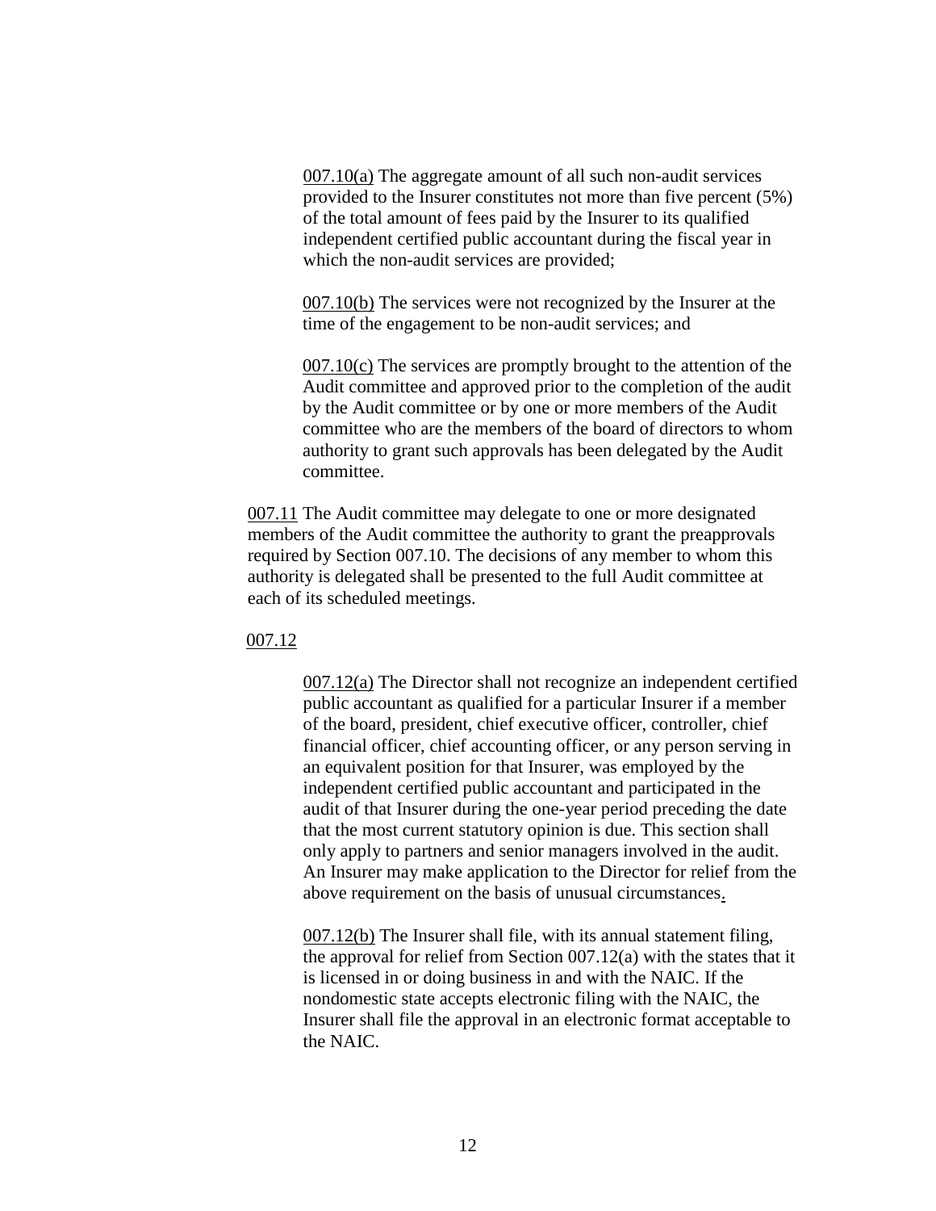007.10(a) The aggregate amount of all such non-audit services provided to the Insurer constitutes not more than five percent (5%) of the total amount of fees paid by the Insurer to its qualified independent certified public accountant during the fiscal year in which the non-audit services are provided;

007.10(b) The services were not recognized by the Insurer at the time of the engagement to be non-audit services; and

007.10(c) The services are promptly brought to the attention of the Audit committee and approved prior to the completion of the audit by the Audit committee or by one or more members of the Audit committee who are the members of the board of directors to whom authority to grant such approvals has been delegated by the Audit committee.

007.11 The Audit committee may delegate to one or more designated members of the Audit committee the authority to grant the preapprovals required by Section 007.10. The decisions of any member to whom this authority is delegated shall be presented to the full Audit committee at each of its scheduled meetings.

007.12

007.12(a) The Director shall not recognize an independent certified public accountant as qualified for a particular Insurer if a member of the board, president, chief executive officer, controller, chief financial officer, chief accounting officer, or any person serving in an equivalent position for that Insurer, was employed by the independent certified public accountant and participated in the audit of that Insurer during the one-year period preceding the date that the most current statutory opinion is due. This section shall only apply to partners and senior managers involved in the audit. An Insurer may make application to the Director for relief from the above requirement on the basis of unusual circumstances.

007.12(b) The Insurer shall file, with its annual statement filing, the approval for relief from Section 007.12(a) with the states that it is licensed in or doing business in and with the NAIC. If the nondomestic state accepts electronic filing with the NAIC, the Insurer shall file the approval in an electronic format acceptable to the NAIC.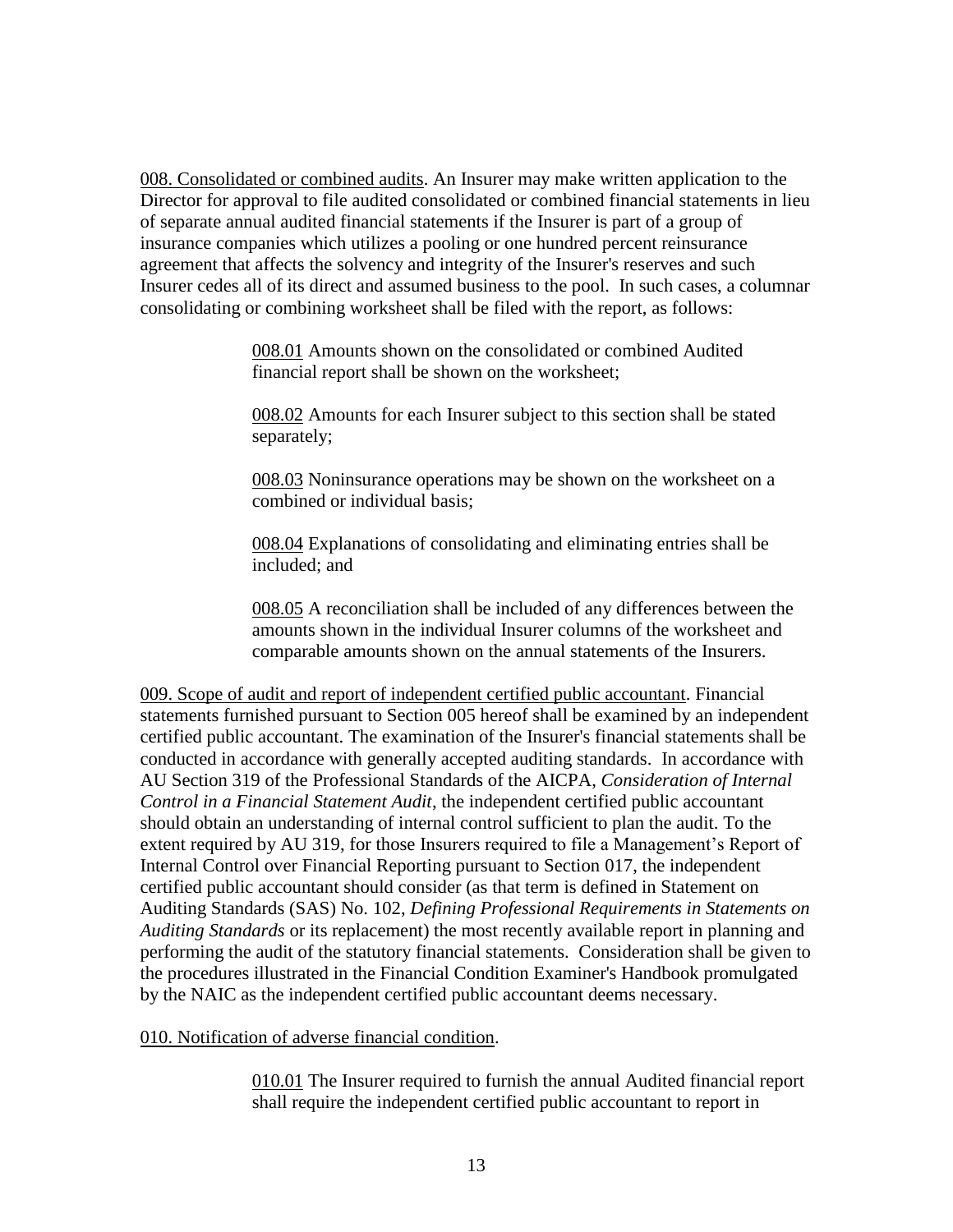008. Consolidated or combined audits. An Insurer may make written application to the Director for approval to file audited consolidated or combined financial statements in lieu of separate annual audited financial statements if the Insurer is part of a group of insurance companies which utilizes a pooling or one hundred percent reinsurance agreement that affects the solvency and integrity of the Insurer's reserves and such Insurer cedes all of its direct and assumed business to the pool. In such cases, a columnar consolidating or combining worksheet shall be filed with the report, as follows:

> 008.01 Amounts shown on the consolidated or combined Audited financial report shall be shown on the worksheet;
>
> 008.02 Amounts for each Insurer subject to this section shall be stated separately;
>
> 008.03 Noninsurance operations may be shown on the worksheet on a combined or individual basis;
>
> 008.04 Explanations of consolidating and eliminating entries shall be included; and
>
> 008.05 A reconciliation shall be included of any differences between the amounts shown in the individual Insurer columns of the worksheet and comparable amounts shown on the annual statements of the Insurers.

009. Scope of audit and report of independent certified public accountant. Financial statements furnished pursuant to Section 005 hereof shall be examined by an independent certified public accountant. The examination of the Insurer's financial statements shall be conducted in accordance with generally accepted auditing standards. In accordance with AU Section 319 of the Professional Standards of the AICPA, *Consideration of Internal Control in a Financial Statement Audit*, the independent certified public accountant should obtain an understanding of internal control sufficient to plan the audit. To the extent required by AU 319, for those Insurers required to file a Management's Report of Internal Control over Financial Reporting pursuant to Section 017, the independent certified public accountant should consider (as that term is defined in Statement on Auditing Standards (SAS) No. 102, *Defining Professional Requirements in Statements on Auditing Standards* or its replacement) the most recently available report in planning and performing the audit of the statutory financial statements. Consideration shall be given to the procedures illustrated in the Financial Condition Examiner's Handbook promulgated by the NAIC as the independent certified public accountant deems necessary.

010. Notification of adverse financial condition.

> 010.01 The Insurer required to furnish the annual Audited financial report shall require the independent certified public accountant to report in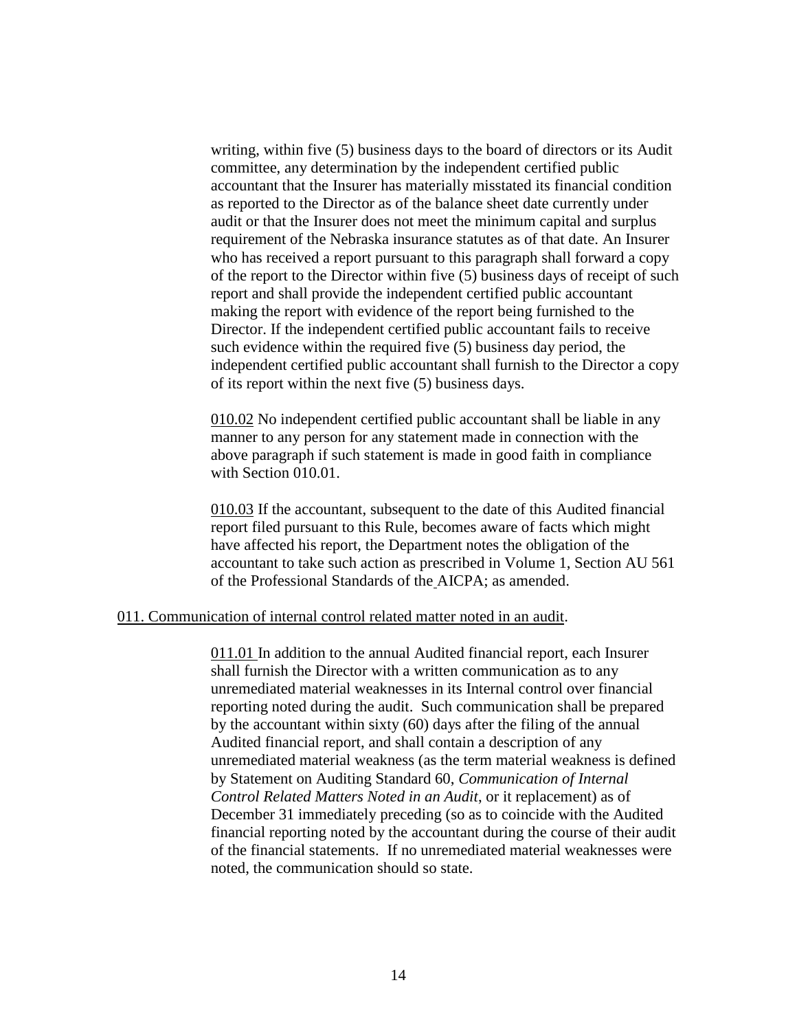writing, within five (5) business days to the board of directors or its Audit committee, any determination by the independent certified public accountant that the Insurer has materially misstated its financial condition as reported to the Director as of the balance sheet date currently under audit or that the Insurer does not meet the minimum capital and surplus requirement of the Nebraska insurance statutes as of that date. An Insurer who has received a report pursuant to this paragraph shall forward a copy of the report to the Director within five (5) business days of receipt of such report and shall provide the independent certified public accountant making the report with evidence of the report being furnished to the Director. If the independent certified public accountant fails to receive such evidence within the required five (5) business day period, the independent certified public accountant shall furnish to the Director a copy of its report within the next five (5) business days.

010.02 No independent certified public accountant shall be liable in any manner to any person for any statement made in connection with the above paragraph if such statement is made in good faith in compliance with Section 010.01.

010.03 If the accountant, subsequent to the date of this Audited financial report filed pursuant to this Rule, becomes aware of facts which might have affected his report, the Department notes the obligation of the accountant to take such action as prescribed in Volume 1, Section AU 561 of the Professional Standards of the AICPA; as amended.

011. Communication of internal control related matter noted in an audit.

011.01 In addition to the annual Audited financial report, each Insurer shall furnish the Director with a written communication as to any unremediated material weaknesses in its Internal control over financial reporting noted during the audit. Such communication shall be prepared by the accountant within sixty (60) days after the filing of the annual Audited financial report, and shall contain a description of any unremediated material weakness (as the term material weakness is defined by Statement on Auditing Standard 60, *Communication of Internal Control Related Matters Noted in an Audit*, or it replacement) as of December 31 immediately preceding (so as to coincide with the Audited financial reporting noted by the accountant during the course of their audit of the financial statements. If no unremediated material weaknesses were noted, the communication should so state.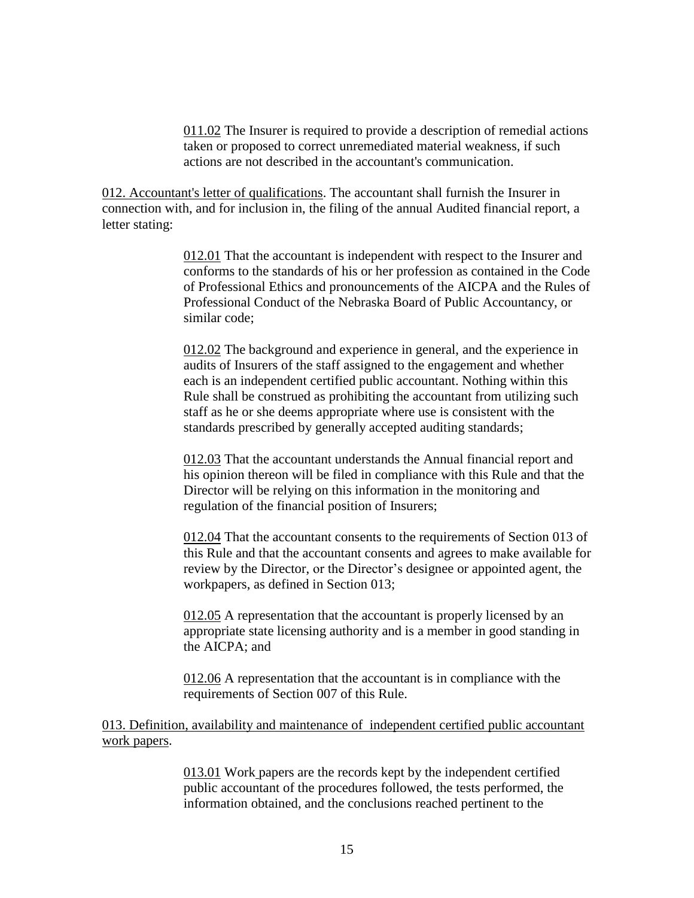011.02 The Insurer is required to provide a description of remedial actions taken or proposed to correct unremediated material weakness, if such actions are not described in the accountant's communication.

012. Accountant's letter of qualifications. The accountant shall furnish the Insurer in connection with, and for inclusion in, the filing of the annual Audited financial report, a letter stating:

012.01 That the accountant is independent with respect to the Insurer and conforms to the standards of his or her profession as contained in the Code of Professional Ethics and pronouncements of the AICPA and the Rules of Professional Conduct of the Nebraska Board of Public Accountancy, or similar code;

012.02 The background and experience in general, and the experience in audits of Insurers of the staff assigned to the engagement and whether each is an independent certified public accountant. Nothing within this Rule shall be construed as prohibiting the accountant from utilizing such staff as he or she deems appropriate where use is consistent with the standards prescribed by generally accepted auditing standards;

012.03 That the accountant understands the Annual financial report and his opinion thereon will be filed in compliance with this Rule and that the Director will be relying on this information in the monitoring and regulation of the financial position of Insurers;

012.04 That the accountant consents to the requirements of Section 013 of this Rule and that the accountant consents and agrees to make available for review by the Director, or the Director's designee or appointed agent, the workpapers, as defined in Section 013;

012.05 A representation that the accountant is properly licensed by an appropriate state licensing authority and is a member in good standing in the AICPA; and

012.06 A representation that the accountant is in compliance with the requirements of Section 007 of this Rule.

013. Definition, availability and maintenance of independent certified public accountant work papers.

013.01 Work papers are the records kept by the independent certified public accountant of the procedures followed, the tests performed, the information obtained, and the conclusions reached pertinent to the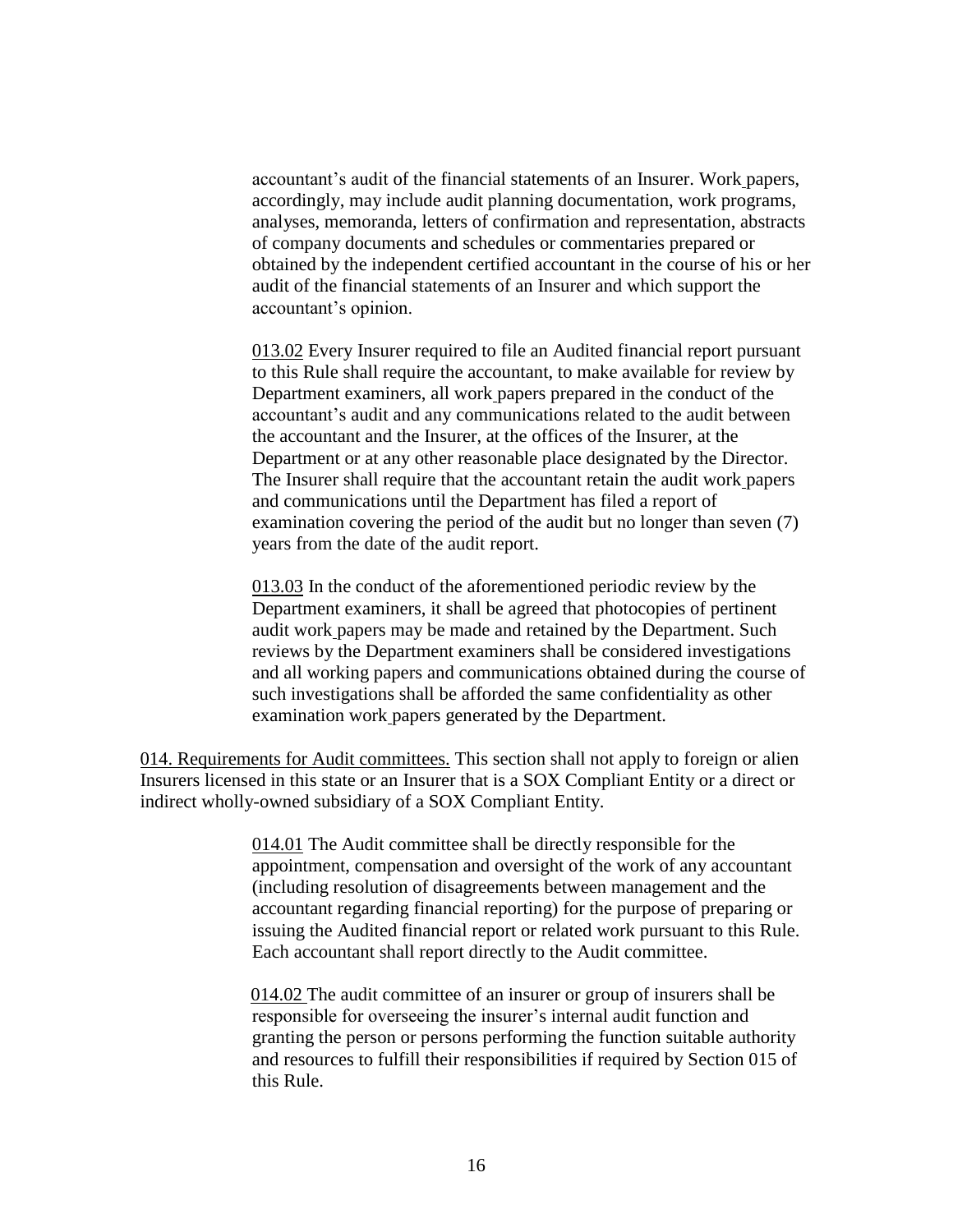accountant's audit of the financial statements of an Insurer. Work papers, accordingly, may include audit planning documentation, work programs, analyses, memoranda, letters of confirmation and representation, abstracts of company documents and schedules or commentaries prepared or obtained by the independent certified accountant in the course of his or her audit of the financial statements of an Insurer and which support the accountant's opinion.

013.02 Every Insurer required to file an Audited financial report pursuant to this Rule shall require the accountant, to make available for review by Department examiners, all work papers prepared in the conduct of the accountant's audit and any communications related to the audit between the accountant and the Insurer, at the offices of the Insurer, at the Department or at any other reasonable place designated by the Director. The Insurer shall require that the accountant retain the audit work papers and communications until the Department has filed a report of examination covering the period of the audit but no longer than seven (7) years from the date of the audit report.

013.03 In the conduct of the aforementioned periodic review by the Department examiners, it shall be agreed that photocopies of pertinent audit work papers may be made and retained by the Department. Such reviews by the Department examiners shall be considered investigations and all working papers and communications obtained during the course of such investigations shall be afforded the same confidentiality as other examination work papers generated by the Department.

014. Requirements for Audit committees. This section shall not apply to foreign or alien Insurers licensed in this state or an Insurer that is a SOX Compliant Entity or a direct or indirect wholly-owned subsidiary of a SOX Compliant Entity.

014.01 The Audit committee shall be directly responsible for the appointment, compensation and oversight of the work of any accountant (including resolution of disagreements between management and the accountant regarding financial reporting) for the purpose of preparing or issuing the Audited financial report or related work pursuant to this Rule. Each accountant shall report directly to the Audit committee.

014.02 The audit committee of an insurer or group of insurers shall be responsible for overseeing the insurer's internal audit function and granting the person or persons performing the function suitable authority and resources to fulfill their responsibilities if required by Section 015 of this Rule.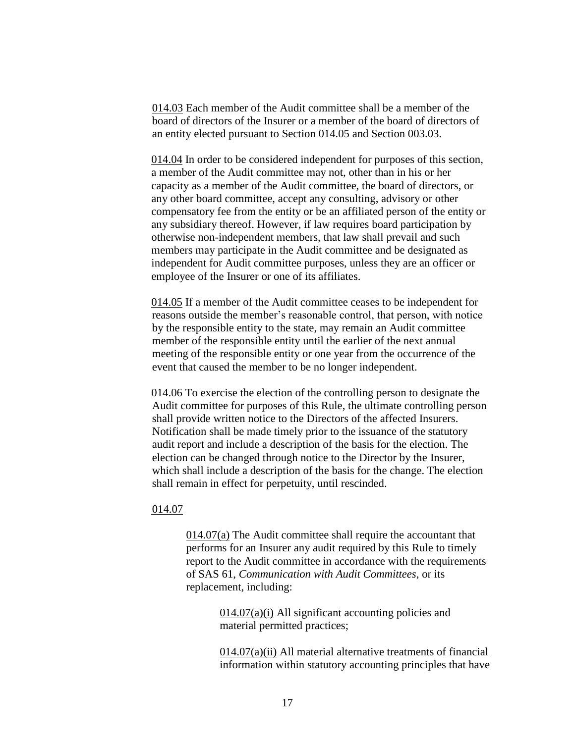014.03 Each member of the Audit committee shall be a member of the board of directors of the Insurer or a member of the board of directors of an entity elected pursuant to Section 014.05 and Section 003.03.

014.04 In order to be considered independent for purposes of this section, a member of the Audit committee may not, other than in his or her capacity as a member of the Audit committee, the board of directors, or any other board committee, accept any consulting, advisory or other compensatory fee from the entity or be an affiliated person of the entity or any subsidiary thereof. However, if law requires board participation by otherwise non-independent members, that law shall prevail and such members may participate in the Audit committee and be designated as independent for Audit committee purposes, unless they are an officer or employee of the Insurer or one of its affiliates.

014.05 If a member of the Audit committee ceases to be independent for reasons outside the member's reasonable control, that person, with notice by the responsible entity to the state, may remain an Audit committee member of the responsible entity until the earlier of the next annual meeting of the responsible entity or one year from the occurrence of the event that caused the member to be no longer independent.

014.06 To exercise the election of the controlling person to designate the Audit committee for purposes of this Rule, the ultimate controlling person shall provide written notice to the Directors of the affected Insurers. Notification shall be made timely prior to the issuance of the statutory audit report and include a description of the basis for the election. The election can be changed through notice to the Director by the Insurer, which shall include a description of the basis for the change. The election shall remain in effect for perpetuity, until rescinded.

014.07

014.07(a) The Audit committee shall require the accountant that performs for an Insurer any audit required by this Rule to timely report to the Audit committee in accordance with the requirements of SAS 61, *Communication with Audit Committees*, or its replacement, including:

014.07(a)(i) All significant accounting policies and material permitted practices;

014.07(a)(ii) All material alternative treatments of financial information within statutory accounting principles that have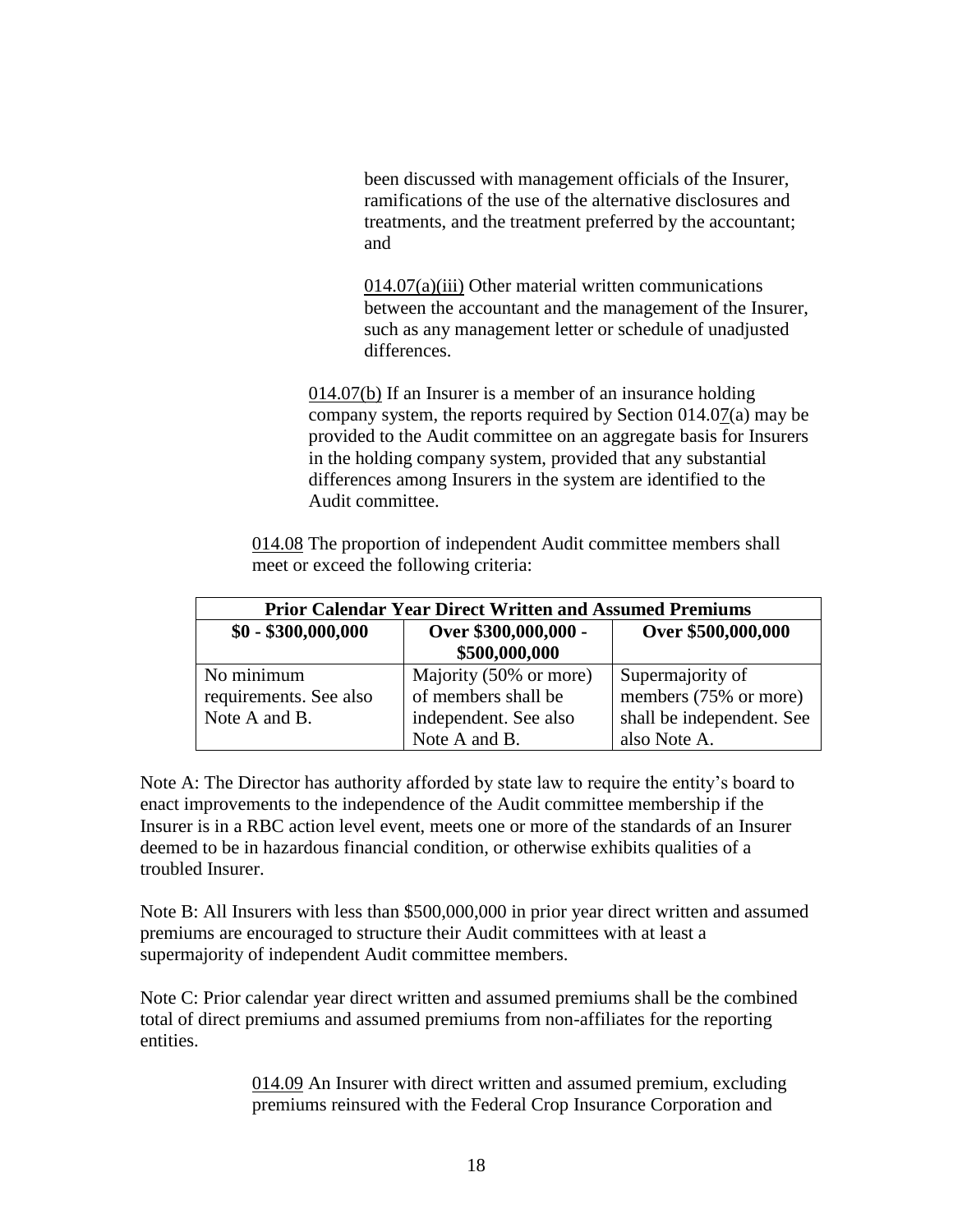been discussed with management officials of the Insurer, ramifications of the use of the alternative disclosures and treatments, and the treatment preferred by the accountant; and

014.07(a)(iii) Other material written communications between the accountant and the management of the Insurer, such as any management letter or schedule of unadjusted differences.

014.07(b) If an Insurer is a member of an insurance holding company system, the reports required by Section 014.07(a) may be provided to the Audit committee on an aggregate basis for Insurers in the holding company system, provided that any substantial differences among Insurers in the system are identified to the Audit committee.

014.08 The proportion of independent Audit committee members shall meet or exceed the following criteria:

| **Prior Calendar Year Direct Written and Assumed Premiums** | | |
|---|---|---|
| **$0 - $300,000,000** | **Over $300,000,000 - $500,000,000** | **Over $500,000,000** |
| No minimum requirements. See also Note A and B. | Majority (50% or more) of members shall be independent. See also Note A and B. | Supermajority of members (75% or more) shall be independent. See also Note A. |

Note A: The Director has authority afforded by state law to require the entity's board to enact improvements to the independence of the Audit committee membership if the Insurer is in a RBC action level event, meets one or more of the standards of an Insurer deemed to be in hazardous financial condition, or otherwise exhibits qualities of a troubled Insurer.

Note B: All Insurers with less than $500,000,000 in prior year direct written and assumed premiums are encouraged to structure their Audit committees with at least a supermajority of independent Audit committee members.

Note C: Prior calendar year direct written and assumed premiums shall be the combined total of direct premiums and assumed premiums from non-affiliates for the reporting entities.

014.09 An Insurer with direct written and assumed premium, excluding premiums reinsured with the Federal Crop Insurance Corporation and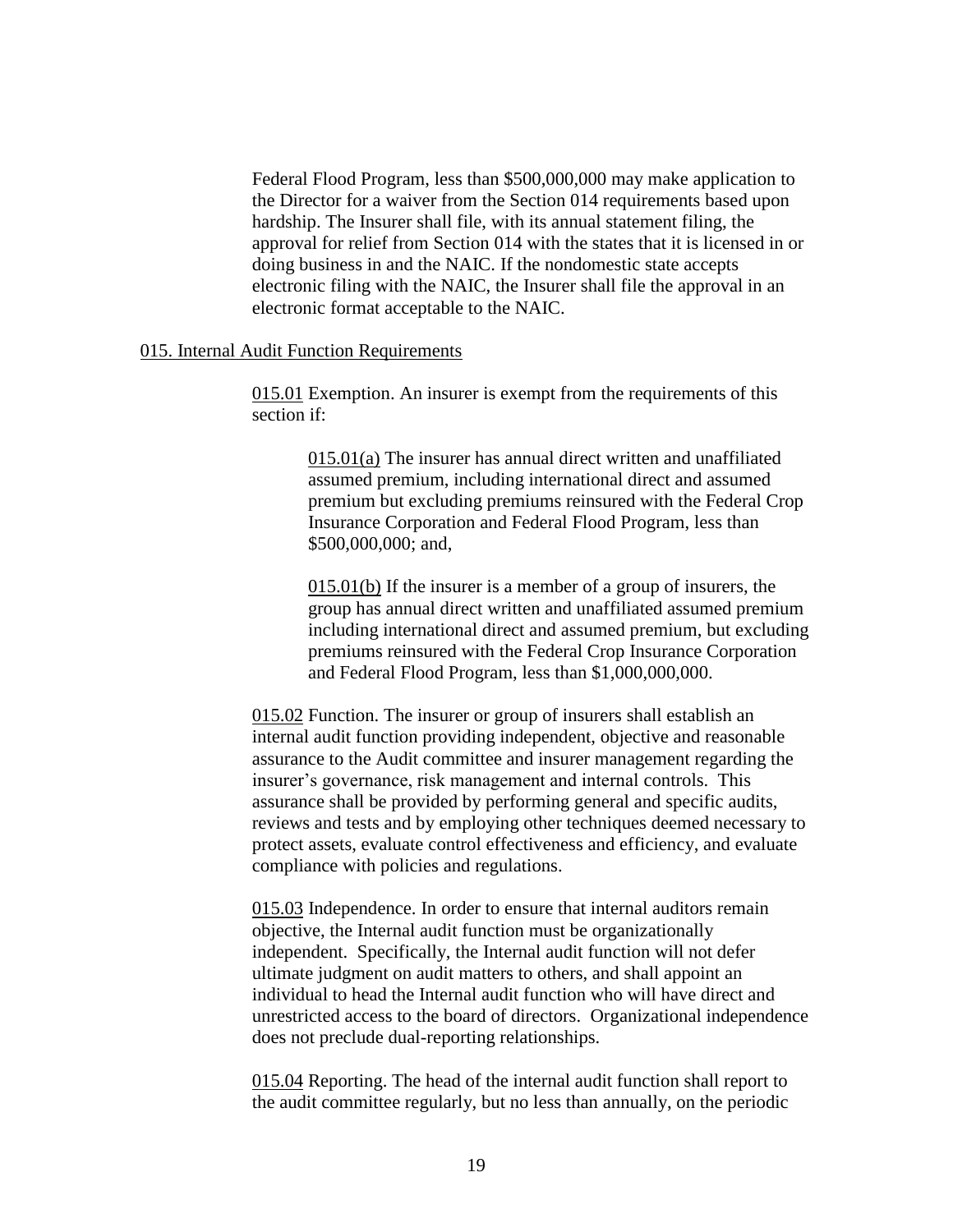Federal Flood Program, less than $500,000,000 may make application to the Director for a waiver from the Section 014 requirements based upon hardship. The Insurer shall file, with its annual statement filing, the approval for relief from Section 014 with the states that it is licensed in or doing business in and the NAIC. If the nondomestic state accepts electronic filing with the NAIC, the Insurer shall file the approval in an electronic format acceptable to the NAIC.

015. Internal Audit Function Requirements

015.01 Exemption. An insurer is exempt from the requirements of this section if:

015.01(a) The insurer has annual direct written and unaffiliated assumed premium, including international direct and assumed premium but excluding premiums reinsured with the Federal Crop Insurance Corporation and Federal Flood Program, less than $500,000,000; and,

015.01(b) If the insurer is a member of a group of insurers, the group has annual direct written and unaffiliated assumed premium including international direct and assumed premium, but excluding premiums reinsured with the Federal Crop Insurance Corporation and Federal Flood Program, less than $1,000,000,000.

015.02 Function. The insurer or group of insurers shall establish an internal audit function providing independent, objective and reasonable assurance to the Audit committee and insurer management regarding the insurer's governance, risk management and internal controls. This assurance shall be provided by performing general and specific audits, reviews and tests and by employing other techniques deemed necessary to protect assets, evaluate control effectiveness and efficiency, and evaluate compliance with policies and regulations.

015.03 Independence. In order to ensure that internal auditors remain objective, the Internal audit function must be organizationally independent. Specifically, the Internal audit function will not defer ultimate judgment on audit matters to others, and shall appoint an individual to head the Internal audit function who will have direct and unrestricted access to the board of directors. Organizational independence does not preclude dual-reporting relationships.

015.04 Reporting. The head of the internal audit function shall report to the audit committee regularly, but no less than annually, on the periodic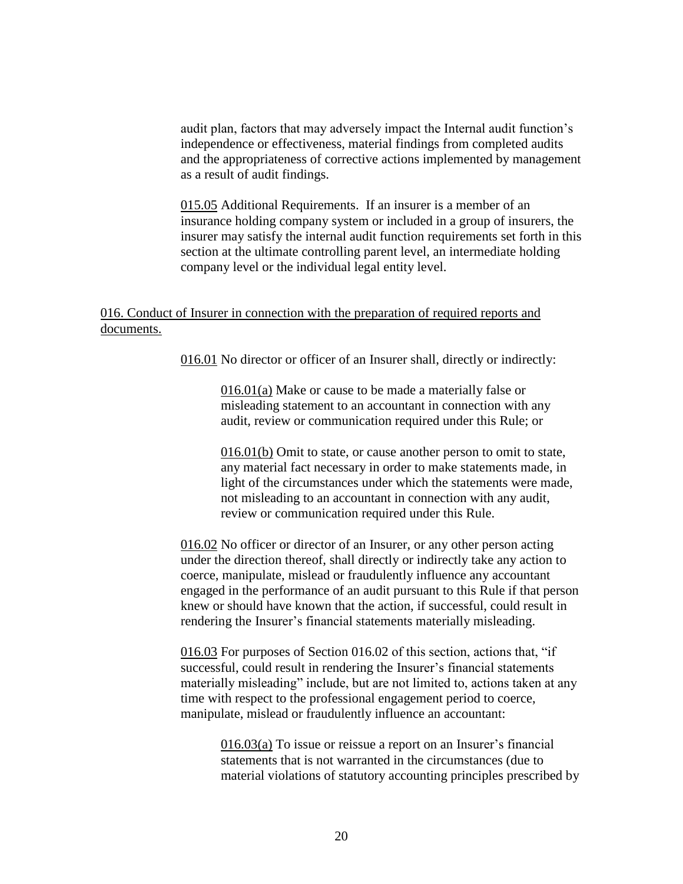audit plan, factors that may adversely impact the Internal audit function's independence or effectiveness, material findings from completed audits and the appropriateness of corrective actions implemented by management as a result of audit findings.

015.05 Additional Requirements. If an insurer is a member of an insurance holding company system or included in a group of insurers, the insurer may satisfy the internal audit function requirements set forth in this section at the ultimate controlling parent level, an intermediate holding company level or the individual legal entity level.

016. Conduct of Insurer in connection with the preparation of required reports and documents.

016.01 No director or officer of an Insurer shall, directly or indirectly:

016.01(a) Make or cause to be made a materially false or misleading statement to an accountant in connection with any audit, review or communication required under this Rule; or

016.01(b) Omit to state, or cause another person to omit to state, any material fact necessary in order to make statements made, in light of the circumstances under which the statements were made, not misleading to an accountant in connection with any audit, review or communication required under this Rule.

016.02 No officer or director of an Insurer, or any other person acting under the direction thereof, shall directly or indirectly take any action to coerce, manipulate, mislead or fraudulently influence any accountant engaged in the performance of an audit pursuant to this Rule if that person knew or should have known that the action, if successful, could result in rendering the Insurer's financial statements materially misleading.

016.03 For purposes of Section 016.02 of this section, actions that, "if successful, could result in rendering the Insurer's financial statements materially misleading" include, but are not limited to, actions taken at any time with respect to the professional engagement period to coerce, manipulate, mislead or fraudulently influence an accountant:

016.03(a) To issue or reissue a report on an Insurer's financial statements that is not warranted in the circumstances (due to material violations of statutory accounting principles prescribed by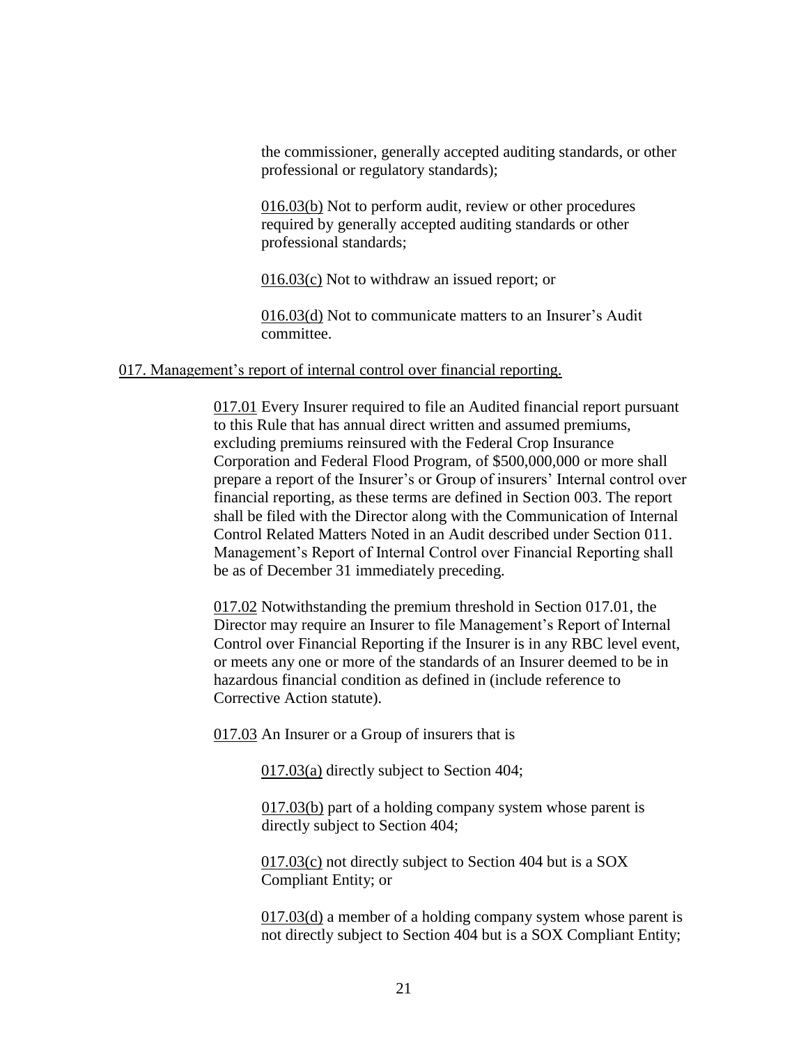the commissioner, generally accepted auditing standards, or other professional or regulatory standards);

016.03(b) Not to perform audit, review or other procedures required by generally accepted auditing standards or other professional standards;

016.03(c) Not to withdraw an issued report; or

016.03(d) Not to communicate matters to an Insurer's Audit committee.

## 017. Management's report of internal control over financial reporting.

017.01 Every Insurer required to file an Audited financial report pursuant to this Rule that has annual direct written and assumed premiums, excluding premiums reinsured with the Federal Crop Insurance Corporation and Federal Flood Program, of $500,000,000 or more shall prepare a report of the Insurer's or Group of insurers' Internal control over financial reporting, as these terms are defined in Section 003. The report shall be filed with the Director along with the Communication of Internal Control Related Matters Noted in an Audit described under Section 011. Management's Report of Internal Control over Financial Reporting shall be as of December 31 immediately preceding.

017.02 Notwithstanding the premium threshold in Section 017.01, the Director may require an Insurer to file Management's Report of Internal Control over Financial Reporting if the Insurer is in any RBC level event, or meets any one or more of the standards of an Insurer deemed to be in hazardous financial condition as defined in (include reference to Corrective Action statute).

017.03 An Insurer or a Group of insurers that is

017.03(a) directly subject to Section 404;

017.03(b) part of a holding company system whose parent is directly subject to Section 404;

017.03(c) not directly subject to Section 404 but is a SOX Compliant Entity; or

017.03(d) a member of a holding company system whose parent is not directly subject to Section 404 but is a SOX Compliant Entity;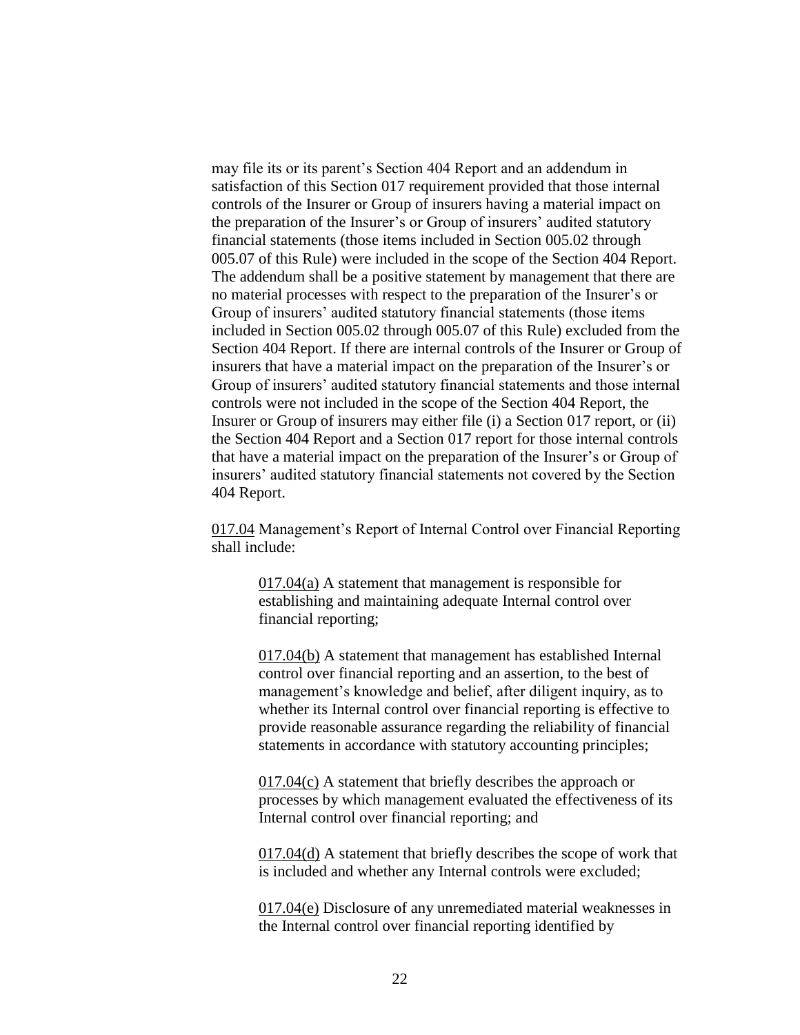may file its or its parent's Section 404 Report and an addendum in satisfaction of this Section 017 requirement provided that those internal controls of the Insurer or Group of insurers having a material impact on the preparation of the Insurer's or Group of insurers' audited statutory financial statements (those items included in Section 005.02 through 005.07 of this Rule) were included in the scope of the Section 404 Report. The addendum shall be a positive statement by management that there are no material processes with respect to the preparation of the Insurer's or Group of insurers' audited statutory financial statements (those items included in Section 005.02 through 005.07 of this Rule) excluded from the Section 404 Report. If there are internal controls of the Insurer or Group of insurers that have a material impact on the preparation of the Insurer's or Group of insurers' audited statutory financial statements and those internal controls were not included in the scope of the Section 404 Report, the Insurer or Group of insurers may either file (i) a Section 017 report, or (ii) the Section 404 Report and a Section 017 report for those internal controls that have a material impact on the preparation of the Insurer's or Group of insurers' audited statutory financial statements not covered by the Section 404 Report.

017.04 Management's Report of Internal Control over Financial Reporting shall include:

> 017.04(a) A statement that management is responsible for establishing and maintaining adequate Internal control over financial reporting;
>
> 017.04(b) A statement that management has established Internal control over financial reporting and an assertion, to the best of management's knowledge and belief, after diligent inquiry, as to whether its Internal control over financial reporting is effective to provide reasonable assurance regarding the reliability of financial statements in accordance with statutory accounting principles;
>
> 017.04(c) A statement that briefly describes the approach or processes by which management evaluated the effectiveness of its Internal control over financial reporting; and
>
> 017.04(d) A statement that briefly describes the scope of work that is included and whether any Internal controls were excluded;
>
> 017.04(e) Disclosure of any unremediated material weaknesses in the Internal control over financial reporting identified by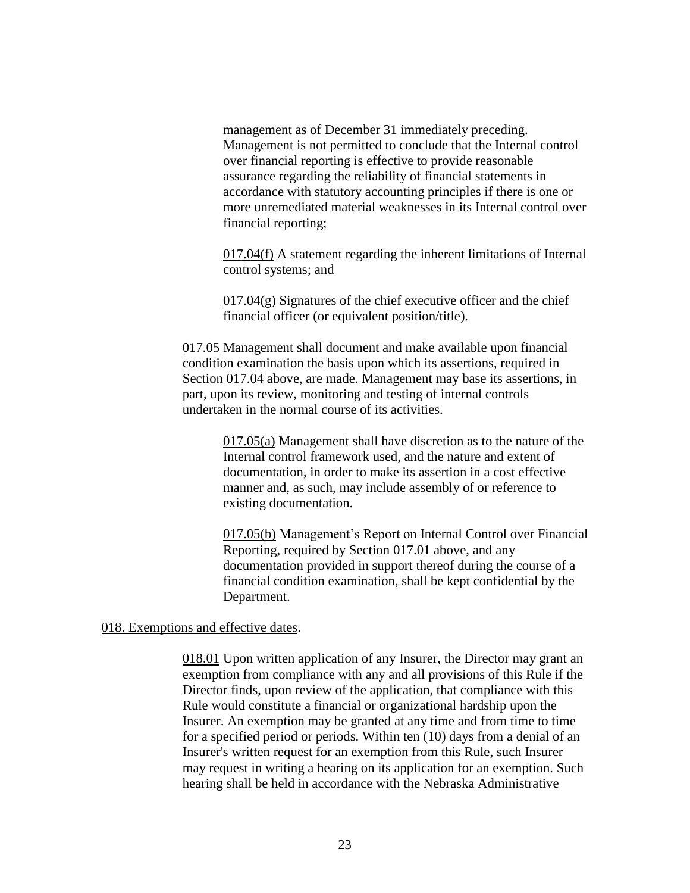management as of December 31 immediately preceding. Management is not permitted to conclude that the Internal control over financial reporting is effective to provide reasonable assurance regarding the reliability of financial statements in accordance with statutory accounting principles if there is one or more unremediated material weaknesses in its Internal control over financial reporting;

017.04(f) A statement regarding the inherent limitations of Internal control systems; and

017.04(g) Signatures of the chief executive officer and the chief financial officer (or equivalent position/title).

017.05 Management shall document and make available upon financial condition examination the basis upon which its assertions, required in Section 017.04 above, are made. Management may base its assertions, in part, upon its review, monitoring and testing of internal controls undertaken in the normal course of its activities.

017.05(a) Management shall have discretion as to the nature of the Internal control framework used, and the nature and extent of documentation, in order to make its assertion in a cost effective manner and, as such, may include assembly of or reference to existing documentation.

017.05(b) Management's Report on Internal Control over Financial Reporting, required by Section 017.01 above, and any documentation provided in support thereof during the course of a financial condition examination, shall be kept confidential by the Department.

018. Exemptions and effective dates.

018.01 Upon written application of any Insurer, the Director may grant an exemption from compliance with any and all provisions of this Rule if the Director finds, upon review of the application, that compliance with this Rule would constitute a financial or organizational hardship upon the Insurer. An exemption may be granted at any time and from time to time for a specified period or periods. Within ten (10) days from a denial of an Insurer's written request for an exemption from this Rule, such Insurer may request in writing a hearing on its application for an exemption. Such hearing shall be held in accordance with the Nebraska Administrative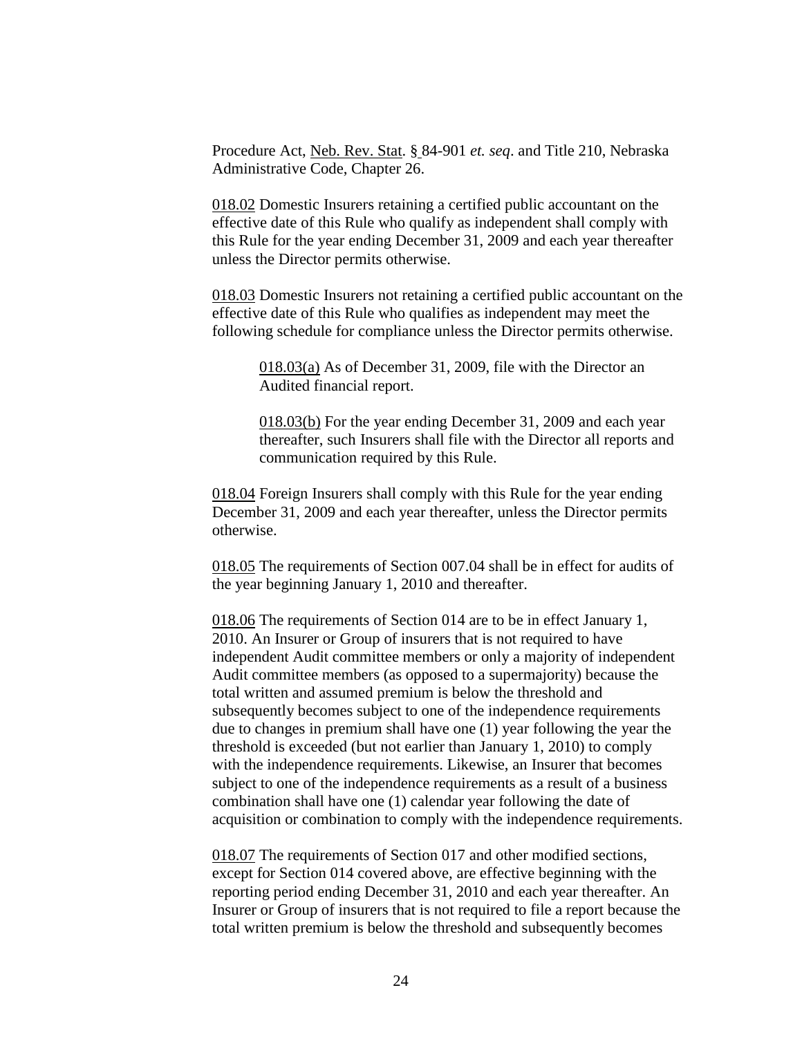Procedure Act, Neb. Rev. Stat. § 84-901 *et. seq*. and Title 210, Nebraska Administrative Code, Chapter 26.

018.02 Domestic Insurers retaining a certified public accountant on the effective date of this Rule who qualify as independent shall comply with this Rule for the year ending December 31, 2009 and each year thereafter unless the Director permits otherwise.

018.03 Domestic Insurers not retaining a certified public accountant on the effective date of this Rule who qualifies as independent may meet the following schedule for compliance unless the Director permits otherwise.

> 018.03(a) As of December 31, 2009, file with the Director an Audited financial report.
>
> 018.03(b) For the year ending December 31, 2009 and each year thereafter, such Insurers shall file with the Director all reports and communication required by this Rule.

018.04 Foreign Insurers shall comply with this Rule for the year ending December 31, 2009 and each year thereafter, unless the Director permits otherwise.

018.05 The requirements of Section 007.04 shall be in effect for audits of the year beginning January 1, 2010 and thereafter.

018.06 The requirements of Section 014 are to be in effect January 1, 2010. An Insurer or Group of insurers that is not required to have independent Audit committee members or only a majority of independent Audit committee members (as opposed to a supermajority) because the total written and assumed premium is below the threshold and subsequently becomes subject to one of the independence requirements due to changes in premium shall have one (1) year following the year the threshold is exceeded (but not earlier than January 1, 2010) to comply with the independence requirements. Likewise, an Insurer that becomes subject to one of the independence requirements as a result of a business combination shall have one (1) calendar year following the date of acquisition or combination to comply with the independence requirements.

018.07 The requirements of Section 017 and other modified sections, except for Section 014 covered above, are effective beginning with the reporting period ending December 31, 2010 and each year thereafter. An Insurer or Group of insurers that is not required to file a report because the total written premium is below the threshold and subsequently becomes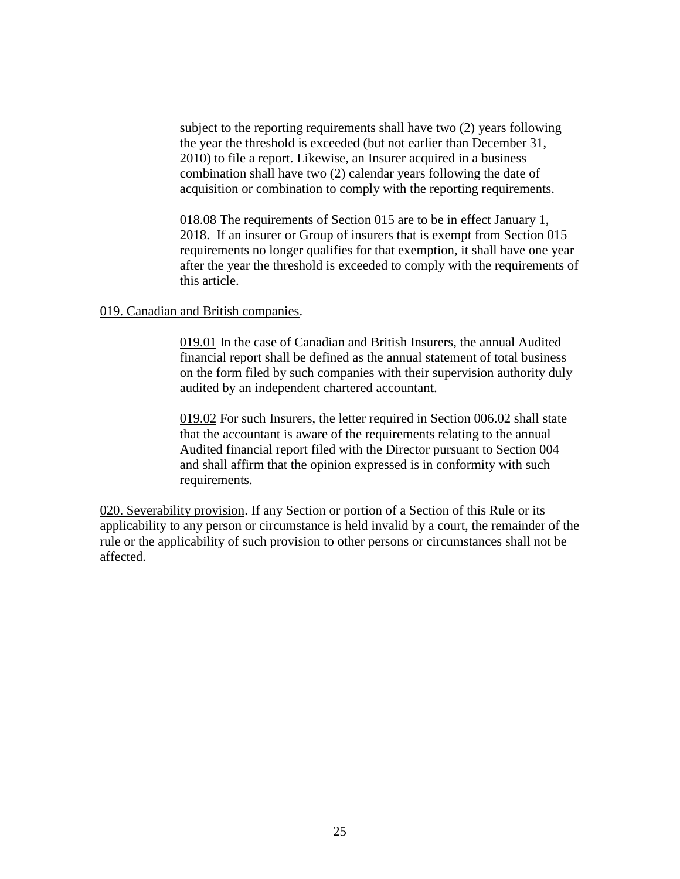subject to the reporting requirements shall have two (2) years following the year the threshold is exceeded (but not earlier than December 31, 2010) to file a report. Likewise, an Insurer acquired in a business combination shall have two (2) calendar years following the date of acquisition or combination to comply with the reporting requirements.

018.08 The requirements of Section 015 are to be in effect January 1, 2018. If an insurer or Group of insurers that is exempt from Section 015 requirements no longer qualifies for that exemption, it shall have one year after the year the threshold is exceeded to comply with the requirements of this article.

019. Canadian and British companies.

019.01 In the case of Canadian and British Insurers, the annual Audited financial report shall be defined as the annual statement of total business on the form filed by such companies with their supervision authority duly audited by an independent chartered accountant.

019.02 For such Insurers, the letter required in Section 006.02 shall state that the accountant is aware of the requirements relating to the annual Audited financial report filed with the Director pursuant to Section 004 and shall affirm that the opinion expressed is in conformity with such requirements.

020. Severability provision. If any Section or portion of a Section of this Rule or its applicability to any person or circumstance is held invalid by a court, the remainder of the rule or the applicability of such provision to other persons or circumstances shall not be affected.